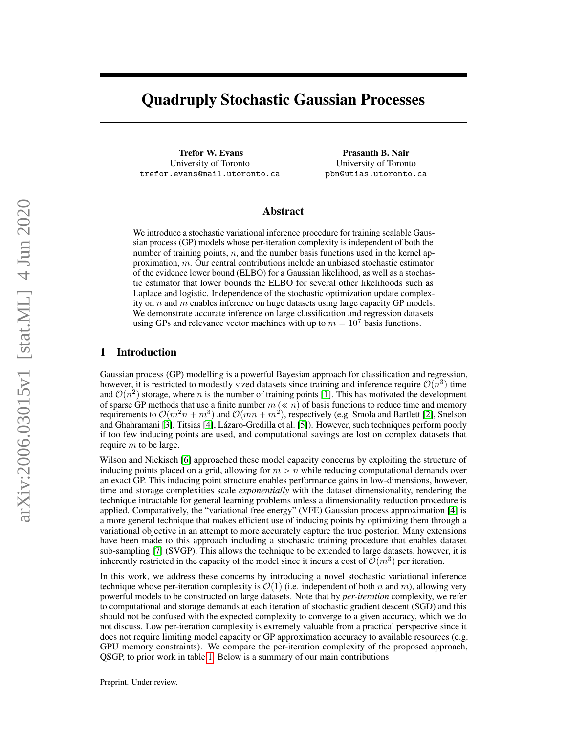# Quadruply Stochastic Gaussian Processes

**Trefor W. Evans**
University of Toronto
trefor.evans@mail.utoronto.ca

**Prasanth B. Nair**
University of Toronto
pbn@utias.utoronto.ca

## Abstract

We introduce a stochastic variational inference procedure for training scalable Gaussian process (GP) models whose per-iteration complexity is independent of both the number of training points, $n$, and the number basis functions used in the kernel approximation, $m$. Our central contributions include an unbiased stochastic estimator of the evidence lower bound (ELBO) for a Gaussian likelihood, as well as a stochastic estimator that lower bounds the ELBO for several other likelihoods such as Laplace and logistic. Independence of the stochastic optimization update complexity on $n$ and $m$ enables inference on huge datasets using large capacity GP models. We demonstrate accurate inference on large classification and regression datasets using GPs and relevance vector machines with up to $m = 10^7$ basis functions.

## 1 Introduction

Gaussian process (GP) modelling is a powerful Bayesian approach for classification and regression, however, it is restricted to modestly sized datasets since training and inference require $\mathcal{O}(n^3)$ time and $\mathcal{O}(n^2)$ storage, where $n$ is the number of training points [1]. This has motivated the development of sparse GP methods that use a finite number $m$ ($\ll n$) of basis functions to reduce time and memory requirements to $\mathcal{O}(m^2n + m^3)$ and $\mathcal{O}(mn + m^2)$, respectively (e.g. Smola and Bartlett [2], Snelson and Ghahramani [3], Titsias [4], Lázaro-Gredilla et al. [5]). However, such techniques perform poorly if too few inducing points are used, and computational savings are lost on complex datasets that require $m$ to be large.

Wilson and Nickisch [6] approached these model capacity concerns by exploiting the structure of inducing points placed on a grid, allowing for $m > n$ while reducing computational demands over an exact GP. This inducing point structure enables performance gains in low-dimensions, however, time and storage complexities scale *exponentially* with the dataset dimensionality, rendering the technique intractable for general learning problems unless a dimensionality reduction procedure is applied. Comparatively, the "variational free energy" (VFE) Gaussian process approximation [4] is a more general technique that makes efficient use of inducing points by optimizing them through a variational objective in an attempt to more accurately capture the true posterior. Many extensions have been made to this approach including a stochastic training procedure that enables dataset sub-sampling [7] (SVGP). This allows the technique to be extended to large datasets, however, it is inherently restricted in the capacity of the model since it incurs a cost of $\mathcal{O}(m^3)$ per iteration.

In this work, we address these concerns by introducing a novel stochastic variational inference technique whose per-iteration complexity is $\mathcal{O}(1)$ (i.e. independent of both $n$ and $m$), allowing very powerful models to be constructed on large datasets. Note that by *per-iteration* complexity, we refer to computational and storage demands at each iteration of stochastic gradient descent (SGD) and this should not be confused with the expected complexity to converge to a given accuracy, which we do not discuss. Low per-iteration complexity is extremely valuable from a practical perspective since it does not require limiting model capacity or GP approximation accuracy to available resources (e.g. GPU memory constraints). We compare the per-iteration complexity of the proposed approach, QSGP, to prior work in table 1. Below is a summary of our main contributions

Preprint. Under review.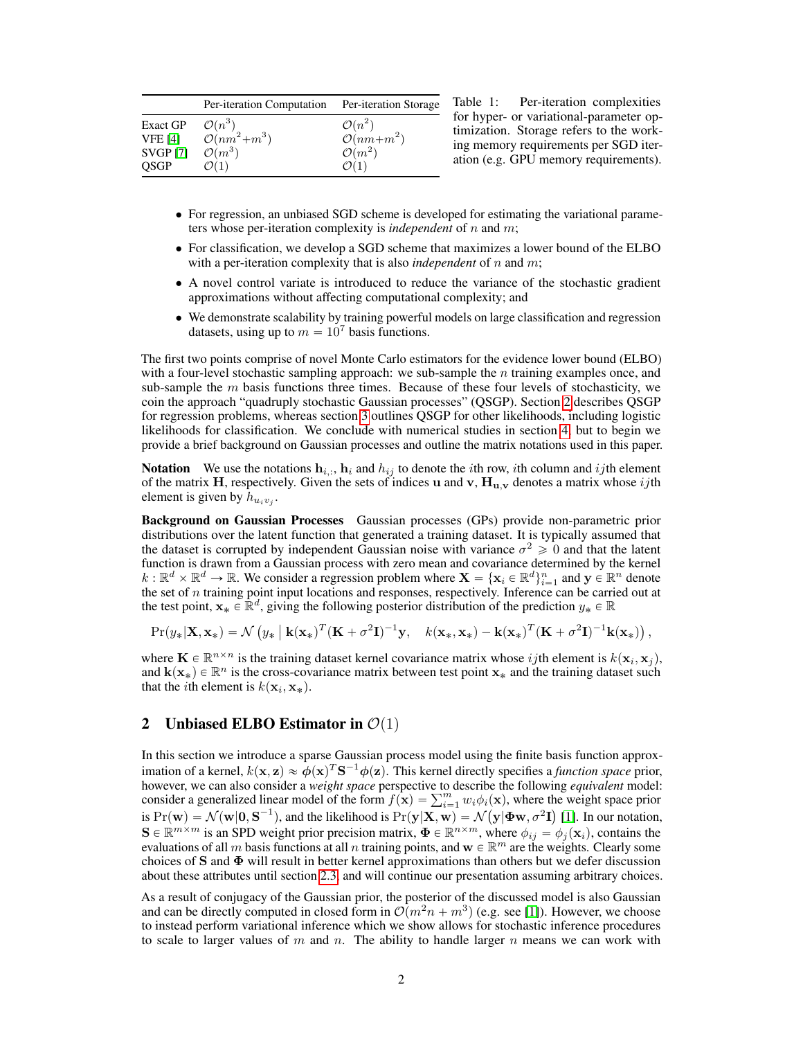| | Per-iteration Computation | Per-iteration Storage |
|---|---|---|
| Exact GP | $\mathcal{O}(n^3)$ | $\mathcal{O}(n^2)$ |
| VFE [4] | $\mathcal{O}(nm^2+m^3)$ | $\mathcal{O}(nm+m^2)$ |
| SVGP [7] | $\mathcal{O}(m^3)$ | $\mathcal{O}(m^2)$ |
| QSGP | $\mathcal{O}(1)$ | $\mathcal{O}(1)$ |

Table 1: Per-iteration complexities for hyper- or variational-parameter optimization. Storage refers to the working memory requirements per SGD iteration (e.g. GPU memory requirements).

- For regression, an unbiased SGD scheme is developed for estimating the variational parameters whose per-iteration complexity is *independent* of $n$ and $m$;
- For classification, we develop a SGD scheme that maximizes a lower bound of the ELBO with a per-iteration complexity that is also *independent* of $n$ and $m$;
- A novel control variate is introduced to reduce the variance of the stochastic gradient approximations without affecting computational complexity; and
- We demonstrate scalability by training powerful models on large classification and regression datasets, using up to $m = 10^7$ basis functions.

The first two points comprise of novel Monte Carlo estimators for the evidence lower bound (ELBO) with a four-level stochastic sampling approach: we sub-sample the $n$ training examples once, and sub-sample the $m$ basis functions three times. Because of these four levels of stochasticity, we coin the approach "quadruply stochastic Gaussian processes" (QSGP). Section 2 describes QSGP for regression problems, whereas section 3 outlines QSGP for other likelihoods, including logistic likelihoods for classification. We conclude with numerical studies in section 4, but to begin we provide a brief background on Gaussian processes and outline the matrix notations used in this paper.

**Notation** We use the notations $\mathbf{h}_{i,:}$, $\mathbf{h}_i$ and $h_{ij}$ to denote the $i$th row, $i$th column and $ij$th element of the matrix $\mathbf{H}$, respectively. Given the sets of indices $\mathbf{u}$ and $\mathbf{v}$, $\mathbf{H}_{\mathbf{u},\mathbf{v}}$ denotes a matrix whose $ij$th element is given by $h_{u_i v_j}$.

**Background on Gaussian Processes** Gaussian processes (GPs) provide non-parametric prior distributions over the latent function that generated a training dataset. It is typically assumed that the dataset is corrupted by independent Gaussian noise with variance $\sigma^2 \geqslant 0$ and that the latent function is drawn from a Gaussian process with zero mean and covariance determined by the kernel $k : \mathbb{R}^d \times \mathbb{R}^d \to \mathbb{R}$. We consider a regression problem where $\mathbf{X} = \{\mathbf{x}_i \in \mathbb{R}^d\}_{i=1}^n$ and $\mathbf{y} \in \mathbb{R}^n$ denote the set of $n$ training point input locations and responses, respectively. Inference can be carried out at the test point, $\mathbf{x}_* \in \mathbb{R}^d$, giving the following posterior distribution of the prediction $y_* \in \mathbb{R}$

$$\Pr(y_*|\mathbf{X}, \mathbf{x}_*) = \mathcal{N}\left(y_* \;\middle|\; \mathbf{k}(\mathbf{x}_*)^T(\mathbf{K}+\sigma^2\mathbf{I})^{-1}\mathbf{y}, \quad k(\mathbf{x}_*, \mathbf{x}_*) - \mathbf{k}(\mathbf{x}_*)^T(\mathbf{K}+\sigma^2\mathbf{I})^{-1}\mathbf{k}(\mathbf{x}_*)\right),$$

where $\mathbf{K} \in \mathbb{R}^{n\times n}$ is the training dataset kernel covariance matrix whose $ij$th element is $k(\mathbf{x}_i, \mathbf{x}_j)$, and $\mathbf{k}(\mathbf{x}_*) \in \mathbb{R}^n$ is the cross-covariance matrix between test point $\mathbf{x}_*$ and the training dataset such that the $i$th element is $k(\mathbf{x}_i, \mathbf{x}_*)$.

## 2 Unbiased ELBO Estimator in $\mathcal{O}(1)$

In this section we introduce a sparse Gaussian process model using the finite basis function approximation of a kernel, $k(\mathbf{x}, \mathbf{z}) \approx \boldsymbol{\phi}(\mathbf{x})^T\mathbf{S}^{-1}\boldsymbol{\phi}(\mathbf{z})$. This kernel directly specifies a *function space* prior, however, we can also consider a *weight space* perspective to describe the following *equivalent* model: consider a generalized linear model of the form $f(\mathbf{x}) = \sum_{i=1}^m w_i\phi_i(\mathbf{x})$, where the weight space prior is $\Pr(\mathbf{w}) = \mathcal{N}(\mathbf{w}|\mathbf{0}, \mathbf{S}^{-1})$, and the likelihood is $\Pr(\mathbf{y}|\mathbf{X}, \mathbf{w}) = \mathcal{N}(\mathbf{y}|\boldsymbol{\Phi}\mathbf{w}, \sigma^2\mathbf{I})$ [1]. In our notation, $\mathbf{S} \in \mathbb{R}^{m\times m}$ is an SPD weight prior precision matrix, $\boldsymbol{\Phi} \in \mathbb{R}^{n\times m}$, where $\phi_{ij} = \phi_j(\mathbf{x}_i)$, contains the evaluations of all $m$ basis functions at all $n$ training points, and $\mathbf{w} \in \mathbb{R}^m$ are the weights. Clearly some choices of $\mathbf{S}$ and $\boldsymbol{\Phi}$ will result in better kernel approximations than others but we defer discussion about these attributes until section 2.3 and will continue our presentation assuming arbitrary choices.

As a result of conjugacy of the Gaussian prior, the posterior of the discussed model is also Gaussian and can be directly computed in closed form in $\mathcal{O}(m^2n + m^3)$ (e.g. see [1]). However, we choose to instead perform variational inference which we show allows for stochastic inference procedures to scale to larger values of $m$ and $n$. The ability to handle larger $n$ means we can work with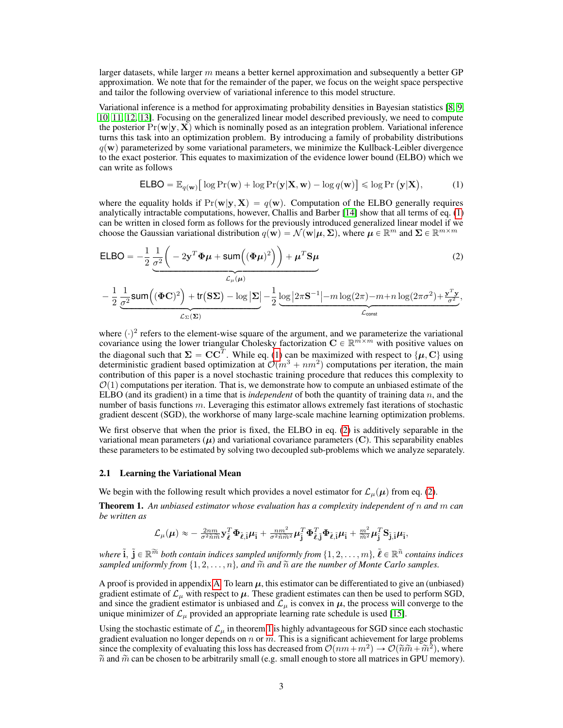larger datasets, while larger $m$ means a better kernel approximation and subsequently a better GP approximation. We note that for the remainder of the paper, we focus on the weight space perspective and tailor the following overview of variational inference to this model structure.

Variational inference is a method for approximating probability densities in Bayesian statistics [8, 9, 10, 11, 12, 13]. Focusing on the generalized linear model described previously, we need to compute the posterior $\Pr(\mathbf{w}|\mathbf{y}, \mathbf{X})$ which is nominally posed as an integration problem. Variational inference turns this task into an optimization problem. By introducing a family of probability distributions $q(\mathbf{w})$ parameterized by some variational parameters, we minimize the Kullback-Leibler divergence to the exact posterior. This equates to maximization of the evidence lower bound (ELBO) which we can write as follows

$$\mathsf{ELBO} = \mathbb{E}_{q(\mathbf{w})}\big[\log \Pr(\mathbf{w}) + \log \Pr(\mathbf{y}|\mathbf{X}, \mathbf{w}) - \log q(\mathbf{w})\big] \leqslant \log \Pr\left(\mathbf{y}|\mathbf{X}\right), \tag{1}$$

where the equality holds if $\Pr(\mathbf{w}|\mathbf{y}, \mathbf{X}) = q(\mathbf{w})$. Computation of the ELBO generally requires analytically intractable computations, however, Challis and Barber [14] show that all terms of eq. (1) can be written in closed form as follows for the previously introduced generalized linear model if we choose the Gaussian variational distribution $q(\mathbf{w}) = \mathcal{N}(\mathbf{w}|\boldsymbol{\mu}, \boldsymbol{\Sigma})$, where $\boldsymbol{\mu} \in \mathbb{R}^m$ and $\boldsymbol{\Sigma} \in \mathbb{R}^{m \times m}$

$$\mathsf{ELBO} = -\frac{1}{2} \underbrace{\frac{1}{\sigma^2}\Big( -2\mathbf{y}^T\boldsymbol{\Phi}\boldsymbol{\mu} + \mathsf{sum}\Big((\boldsymbol{\Phi}\boldsymbol{\mu})^2\Big)\Big) + \boldsymbol{\mu}^T\mathbf{S}\boldsymbol{\mu}}_{\mathcal{L}_\mu(\boldsymbol{\mu})} \tag{2}$$

$$-\frac{1}{2} \underbrace{\frac{1}{\sigma^2}\mathsf{sum}\Big((\boldsymbol{\Phi}\mathbf{C})^2\Big) + \mathsf{tr}(\mathbf{S}\boldsymbol{\Sigma}) - \log|\boldsymbol{\Sigma}|}_{\mathcal{L}_\Sigma(\boldsymbol{\Sigma})} - \frac{1}{2}\underbrace{\log\left|2\pi\mathbf{S}^{-1}\right| - m\log(2\pi) - m + n\log(2\pi\sigma^2) + \tfrac{\mathbf{y}^T\mathbf{y}}{\sigma^2}}_{\mathcal{L}_{\mathsf{const}}},$$

where $(\cdot)^2$ refers to the element-wise square of the argument, and we parameterize the variational covariance using the lower triangular Cholesky factorization $\mathbf{C} \in \mathbb{R}^{m \times m}$ with positive values on the diagonal such that $\boldsymbol{\Sigma} = \mathbf{C}\mathbf{C}^T$. While eq. (1) can be maximized with respect to $\{\boldsymbol{\mu}, \mathbf{C}\}$ using deterministic gradient based optimization at $\mathcal{O}(m^3 + nm^2)$ computations per iteration, the main contribution of this paper is a novel stochastic training procedure that reduces this complexity to $\mathcal{O}(1)$ computations per iteration. That is, we demonstrate how to compute an unbiased estimate of the ELBO (and its gradient) in a time that is *independent* of both the quantity of training data $n$, and the number of basis functions $m$. Leveraging this estimator allows extremely fast iterations of stochastic gradient descent (SGD), the workhorse of many large-scale machine learning optimization problems.

We first observe that when the prior is fixed, the ELBO in eq. (2) is additively separable in the variational mean parameters ($\boldsymbol{\mu}$) and variational covariance parameters ($\mathbf{C}$). This separability enables these parameters to be estimated by solving two decoupled sub-problems which we analyze separately.

### 2.1 Learning the Variational Mean

We begin with the following result which provides a novel estimator for $\mathcal{L}_\mu(\boldsymbol{\mu})$ from eq. (2).

**Theorem 1.** *An unbiased estimator whose evaluation has a complexity independent of $n$ and $m$ can be written as*

$$\mathcal{L}_\mu(\boldsymbol{\mu}) \approx -\tfrac{2nm}{\sigma^2\tilde{n}\tilde{m}}\mathbf{y}_{\tilde{\boldsymbol{\ell}}}^T\boldsymbol{\Phi}_{\tilde{\boldsymbol{\ell}},\tilde{\mathbf{i}}}\boldsymbol{\mu}_{\tilde{\mathbf{i}}} + \tfrac{nm^2}{\sigma^2\tilde{n}\tilde{m}^2}\boldsymbol{\mu}_{\tilde{\mathbf{j}}}^T\boldsymbol{\Phi}_{\tilde{\boldsymbol{\ell}},\tilde{\mathbf{j}}}^T\boldsymbol{\Phi}_{\tilde{\boldsymbol{\ell}},\tilde{\mathbf{i}}}\boldsymbol{\mu}_{\tilde{\mathbf{i}}} + \tfrac{m^2}{\tilde{m}^2}\boldsymbol{\mu}_{\tilde{\mathbf{j}}}^T\mathbf{S}_{\tilde{\mathbf{j}},\tilde{\mathbf{i}}}\boldsymbol{\mu}_{\tilde{\mathbf{i}}},$$

*where $\tilde{\mathbf{i}}$, $\tilde{\mathbf{j}} \in \mathbb{R}^{\tilde{m}}$ both contain indices sampled uniformly from $\{1, 2, \ldots, m\}$, $\tilde{\boldsymbol{\ell}} \in \mathbb{R}^{\tilde{n}}$ contains indices sampled uniformly from $\{1, 2, \ldots, n\}$, and $\tilde{m}$ and $\tilde{n}$ are the number of Monte Carlo samples.*

A proof is provided in appendix A. To learn $\boldsymbol{\mu}$, this estimator can be differentiated to give an (unbiased) gradient estimate of $\mathcal{L}_\mu$ with respect to $\boldsymbol{\mu}$. These gradient estimates can then be used to perform SGD, and since the gradient estimator is unbiased and $\mathcal{L}_\mu$ is convex in $\boldsymbol{\mu}$, the process will converge to the unique minimizer of $\mathcal{L}_\mu$ provided an appropriate learning rate schedule is used [15].

Using the stochastic estimate of $\mathcal{L}_\mu$ in theorem 1 is highly advantageous for SGD since each stochastic gradient evaluation no longer depends on $n$ or $m$. This is a significant achievement for large problems since the complexity of evaluating this loss has decreased from $\mathcal{O}(nm + m^2) \to \mathcal{O}(\tilde{n}\tilde{m} + \tilde{m}^2)$, where $\tilde{n}$ and $\tilde{m}$ can be chosen to be arbitrarily small (e.g. small enough to store all matrices in GPU memory).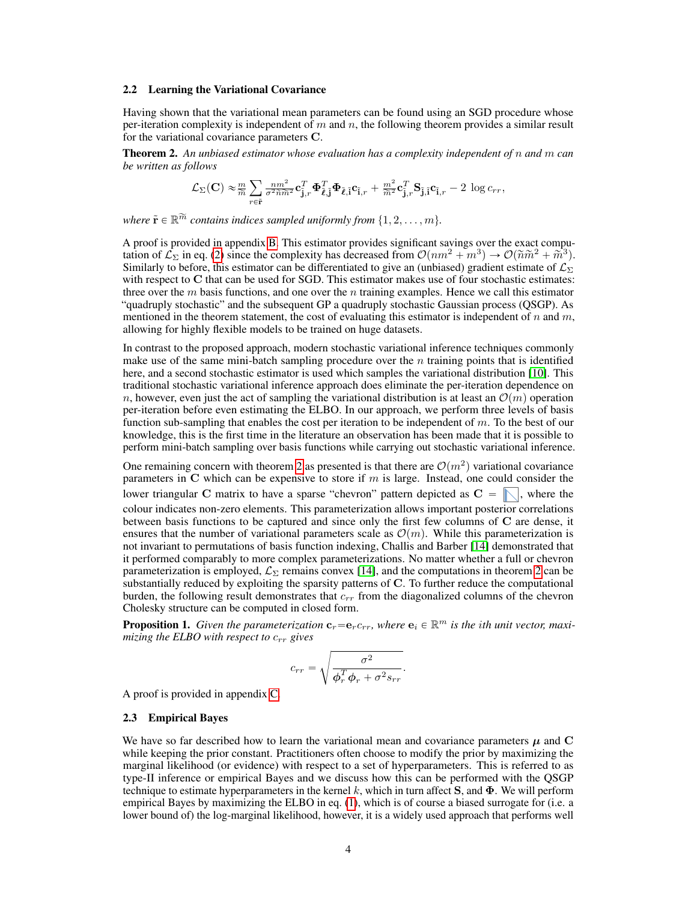### 2.2 Learning the Variational Covariance

Having shown that the variational mean parameters can be found using an SGD procedure whose per-iteration complexity is independent of $m$ and $n$, the following theorem provides a similar result for the variational covariance parameters $\mathbf{C}$.

**Theorem 2.** *An unbiased estimator whose evaluation has a complexity independent of $n$ and $m$ can be written as follows*

$$\mathcal{L}_\Sigma(\mathbf{C}) \approx \tfrac{m}{\widetilde{m}} \sum_{r \in \tilde{\mathbf{r}}} \tfrac{nm^2}{\sigma^2 \tilde{n} \widetilde{m}^2} \mathbf{c}_{\tilde{\mathbf{j}},r}^T \mathbf{\Phi}_{\tilde{\boldsymbol{\ell}},\tilde{\mathbf{j}}}^T \mathbf{\Phi}_{\tilde{\boldsymbol{\ell}},\tilde{\mathbf{i}}} \mathbf{c}_{\tilde{\mathbf{i}},r} + \tfrac{m^2}{\widetilde{m}^2} \mathbf{c}_{\tilde{\mathbf{j}},r}^T \mathbf{S}_{\tilde{\mathbf{j}},\tilde{\mathbf{i}}} \mathbf{c}_{\tilde{\mathbf{i}},r} - 2 \, \log c_{rr},$$

*where $\tilde{\mathbf{r}} \in \mathbb{R}^{\widetilde{m}}$ contains indices sampled uniformly from $\{1, 2, \ldots, m\}$.*

A proof is provided in appendix B. This estimator provides significant savings over the exact computation of $\mathcal{L}_\Sigma$ in eq. (2) since the complexity has decreased from $\mathcal{O}(nm^2 + m^3) \rightarrow \mathcal{O}(\tilde{n}\widetilde{m}^2 + \widetilde{m}^3)$. Similarly to before, this estimator can be differentiated to give an (unbiased) gradient estimate of $\mathcal{L}_\Sigma$ with respect to $\mathbf{C}$ that can be used for SGD. This estimator makes use of four stochastic estimates: three over the $m$ basis functions, and one over the $n$ training examples. Hence we call this estimator "quadruply stochastic" and the subsequent GP a quadruply stochastic Gaussian process (QSGP). As mentioned in the theorem statement, the cost of evaluating this estimator is independent of $n$ and $m$, allowing for highly flexible models to be trained on huge datasets.

In contrast to the proposed approach, modern stochastic variational inference techniques commonly make use of the same mini-batch sampling procedure over the $n$ training points that is identified here, and a second stochastic estimator is used which samples the variational distribution [10]. This traditional stochastic variational inference approach does eliminate the per-iteration dependence on $n$, however, even just the act of sampling the variational distribution is at least an $\mathcal{O}(m)$ operation per-iteration before even estimating the ELBO. In our approach, we perform three levels of basis function sub-sampling that enables the cost per iteration to be independent of $m$. To the best of our knowledge, this is the first time in the literature an observation has been made that it is possible to perform mini-batch sampling over basis functions while carrying out stochastic variational inference.

One remaining concern with theorem 2 as presented is that there are $\mathcal{O}(m^2)$ variational covariance parameters in $\mathbf{C}$ which can be expensive to store if $m$ is large. Instead, one could consider the lower triangular $\mathbf{C}$ matrix to have a sparse "chevron" pattern depicted as $\mathbf{C} = $ [chevron pattern], where the colour indicates non-zero elements. This parameterization allows important posterior correlations between basis functions to be captured and since only the first few columns of $\mathbf{C}$ are dense, it ensures that the number of variational parameters scale as $\mathcal{O}(m)$. While this parameterization is not invariant to permutations of basis function indexing, Challis and Barber [14] demonstrated that it performed comparably to more complex parameterizations. No matter whether a full or chevron parameterization is employed, $\mathcal{L}_\Sigma$ remains convex [14], and the computations in theorem 2 can be substantially reduced by exploiting the sparsity patterns of $\mathbf{C}$. To further reduce the computational burden, the following result demonstrates that $c_{rr}$ from the diagonalized columns of the chevron Cholesky structure can be computed in closed form.

**Proposition 1.** *Given the parameterization $\mathbf{c}_r = \mathbf{e}_r c_{rr}$, where $\mathbf{e}_i \in \mathbb{R}^m$ is the ith unit vector, maximizing the ELBO with respect to $c_{rr}$ gives*

$$c_{rr} = \sqrt{\frac{\sigma^2}{\boldsymbol{\phi}_r^T \boldsymbol{\phi}_r + \sigma^2 s_{rr}}}.$$

A proof is provided in appendix C.

### 2.3 Empirical Bayes

We have so far described how to learn the variational mean and covariance parameters $\boldsymbol{\mu}$ and $\mathbf{C}$ while keeping the prior constant. Practitioners often choose to modify the prior by maximizing the marginal likelihood (or evidence) with respect to a set of hyperparameters. This is referred to as type-II inference or empirical Bayes and we discuss how this can be performed with the QSGP technique to estimate hyperparameters in the kernel $k$, which in turn affect $\mathbf{S}$, and $\mathbf{\Phi}$. We will perform empirical Bayes by maximizing the ELBO in eq. (1), which is of course a biased surrogate for (i.e. a lower bound of) the log-marginal likelihood, however, it is a widely used approach that performs well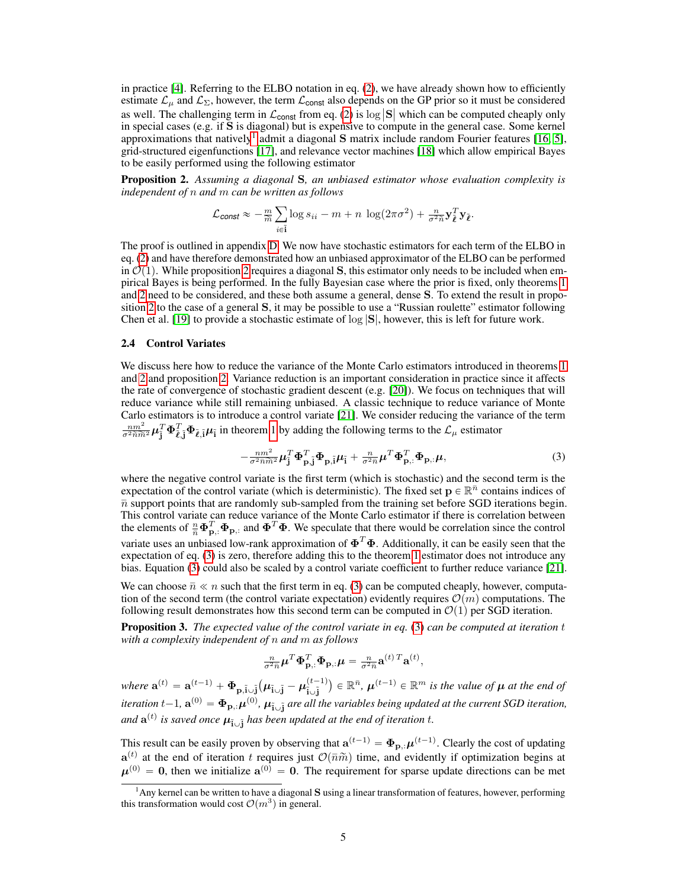in practice [4]. Referring to the ELBO notation in eq. (2), we have already shown how to efficiently estimate $\mathcal{L}_\mu$ and $\mathcal{L}_\Sigma$, however, the term $\mathcal{L}_{\mathsf{const}}$ also depends on the GP prior so it must be considered as well. The challenging term in $\mathcal{L}_{\mathsf{const}}$ from eq. (2) is $\log|\mathbf{S}|$ which can be computed cheaply only in special cases (e.g. if $\mathbf{S}$ is diagonal) but is expensive to compute in the general case. Some kernel approximations that natively[1] admit a diagonal $\mathbf{S}$ matrix include random Fourier features [16, 5], grid-structured eigenfunctions [17], and relevance vector machines [18] which allow empirical Bayes to be easily performed using the following estimator

**Proposition 2.** *Assuming a diagonal* $\mathbf{S}$*, an unbiased estimator whose evaluation complexity is independent of* $n$ *and* $m$ *can be written as follows*

$$\mathcal{L}_{\mathit{const}} \approx -\tfrac{m}{\tilde{m}} \sum_{i \in \tilde{\mathbf{i}}} \log s_{ii} - m + n\ \log(2\pi\sigma^2) + \tfrac{n}{\sigma^2 \tilde{n}} \mathbf{y}_{\tilde{\boldsymbol{\ell}}}^T \mathbf{y}_{\tilde{\boldsymbol{\ell}}}.$$

The proof is outlined in appendix D. We now have stochastic estimators for each term of the ELBO in eq. (2) and have therefore demonstrated how an unbiased approximator of the ELBO can be performed in $\mathcal{O}(1)$. While proposition 2 requires a diagonal $\mathbf{S}$, this estimator only needs to be included when empirical Bayes is being performed. In the fully Bayesian case where the prior is fixed, only theorems 1 and 2 need to be considered, and these both assume a general, dense $\mathbf{S}$. To extend the result in proposition 2 to the case of a general $\mathbf{S}$, it may be possible to use a "Russian roulette" estimator following Chen et al. [19] to provide a stochastic estimate of $\log|\mathbf{S}|$, however, this is left for future work.

### 2.4 Control Variates

We discuss here how to reduce the variance of the Monte Carlo estimators introduced in theorems 1 and 2 and proposition 2. Variance reduction is an important consideration in practice since it affects the rate of convergence of stochastic gradient descent (e.g. [20]). We focus on techniques that will reduce variance while still remaining unbiased. A classic technique to reduce variance of Monte Carlo estimators is to introduce a control variate [21]. We consider reducing the variance of the term $\frac{nm^2}{\sigma^2 \tilde{n}\tilde{m}^2} \boldsymbol{\mu}_{\tilde{\mathbf{j}}}^T \boldsymbol{\Phi}_{\tilde{\boldsymbol{\ell}},\tilde{\mathbf{j}}}^T \boldsymbol{\Phi}_{\tilde{\boldsymbol{\ell}},\tilde{\mathbf{i}}} \boldsymbol{\mu}_{\tilde{\mathbf{i}}}$ in theorem 1 by adding the following terms to the $\mathcal{L}_\mu$ estimator

$$-\tfrac{nm^2}{\sigma^2 \bar{n}\tilde{m}^2} \boldsymbol{\mu}_{\tilde{\mathbf{j}}}^T \boldsymbol{\Phi}_{\mathbf{p},\tilde{\mathbf{j}}}^T \boldsymbol{\Phi}_{\mathbf{p},\tilde{\mathbf{i}}} \boldsymbol{\mu}_{\tilde{\mathbf{i}}} + \tfrac{n}{\sigma^2 \bar{n}} \boldsymbol{\mu}^T \boldsymbol{\Phi}_{\mathbf{p},:}^T \boldsymbol{\Phi}_{\mathbf{p},:} \boldsymbol{\mu}, \tag{3}$$

where the negative control variate is the first term (which is stochastic) and the second term is the expectation of the control variate (which is deterministic). The fixed set $\mathbf{p} \in \mathbb{R}^{\bar{n}}$ contains indices of $\bar{n}$ support points that are randomly sub-sampled from the training set before SGD iterations begin. This control variate can reduce variance of the Monte Carlo estimator if there is correlation between the elements of $\frac{n}{\bar{n}} \boldsymbol{\Phi}_{\mathbf{p},:}^T \boldsymbol{\Phi}_{\mathbf{p},:}$ and $\boldsymbol{\Phi}^T \boldsymbol{\Phi}$. We speculate that there would be correlation since the control variate uses an unbiased low-rank approximation of $\boldsymbol{\Phi}^T \boldsymbol{\Phi}$. Additionally, it can be easily seen that the expectation of eq. (3) is zero, therefore adding this to the theorem 1 estimator does not introduce any bias. Equation (3) could also be scaled by a control variate coefficient to further reduce variance [21].

We can choose $\bar{n} \ll n$ such that the first term in eq. (3) can be computed cheaply, however, computation of the second term (the control variate expectation) evidently requires $\mathcal{O}(m)$ computations. The following result demonstrates how this second term can be computed in $\mathcal{O}(1)$ per SGD iteration.

**Proposition 3.** *The expected value of the control variate in eq.* (3) *can be computed at iteration* $t$ *with a complexity independent of* $n$ *and* $m$ *as follows*

$$\tfrac{n}{\sigma^2 \bar{n}} \boldsymbol{\mu}^T \boldsymbol{\Phi}_{\mathbf{p},:}^T \boldsymbol{\Phi}_{\mathbf{p},:} \boldsymbol{\mu} = \tfrac{n}{\sigma^2 \bar{n}} \mathbf{a}^{(t)\,T} \mathbf{a}^{(t)},$$

*where* $\mathbf{a}^{(t)} = \mathbf{a}^{(t-1)} + \boldsymbol{\Phi}_{\mathbf{p},\tilde{\mathbf{i}}\cup\tilde{\mathbf{j}}} \big(\boldsymbol{\mu}_{\tilde{\mathbf{i}}\cup\tilde{\mathbf{j}}} - \boldsymbol{\mu}_{\tilde{\mathbf{i}}\cup\tilde{\mathbf{j}}}^{(t-1)}\big) \in \mathbb{R}^{\bar{n}}$*,* $\boldsymbol{\mu}^{(t-1)} \in \mathbb{R}^m$ *is the value of* $\boldsymbol{\mu}$ *at the end of iteration* $t-1$*,* $\mathbf{a}^{(0)} = \boldsymbol{\Phi}_{\mathbf{p},:} \boldsymbol{\mu}^{(0)}$*,* $\boldsymbol{\mu}_{\tilde{\mathbf{i}}\cup\tilde{\mathbf{j}}}$ *are all the variables being updated at the current SGD iteration, and* $\mathbf{a}^{(t)}$ *is saved once* $\boldsymbol{\mu}_{\tilde{\mathbf{i}}\cup\tilde{\mathbf{j}}}$ *has been updated at the end of iteration* $t$*.*

This result can be easily proven by observing that $\mathbf{a}^{(t-1)} = \boldsymbol{\Phi}_{\mathbf{p},:} \boldsymbol{\mu}^{(t-1)}$. Clearly the cost of updating $\mathbf{a}^{(t)}$ at the end of iteration $t$ requires just $\mathcal{O}(\bar{n}\tilde{m})$ time, and evidently if optimization begins at $\boldsymbol{\mu}^{(0)} = \mathbf{0}$, then we initialize $\mathbf{a}^{(0)} = \mathbf{0}$. The requirement for sparse update directions can be met

[1] Any kernel can be written to have a diagonal $\mathbf{S}$ using a linear transformation of features, however, performing this transformation would cost $\mathcal{O}(m^3)$ in general.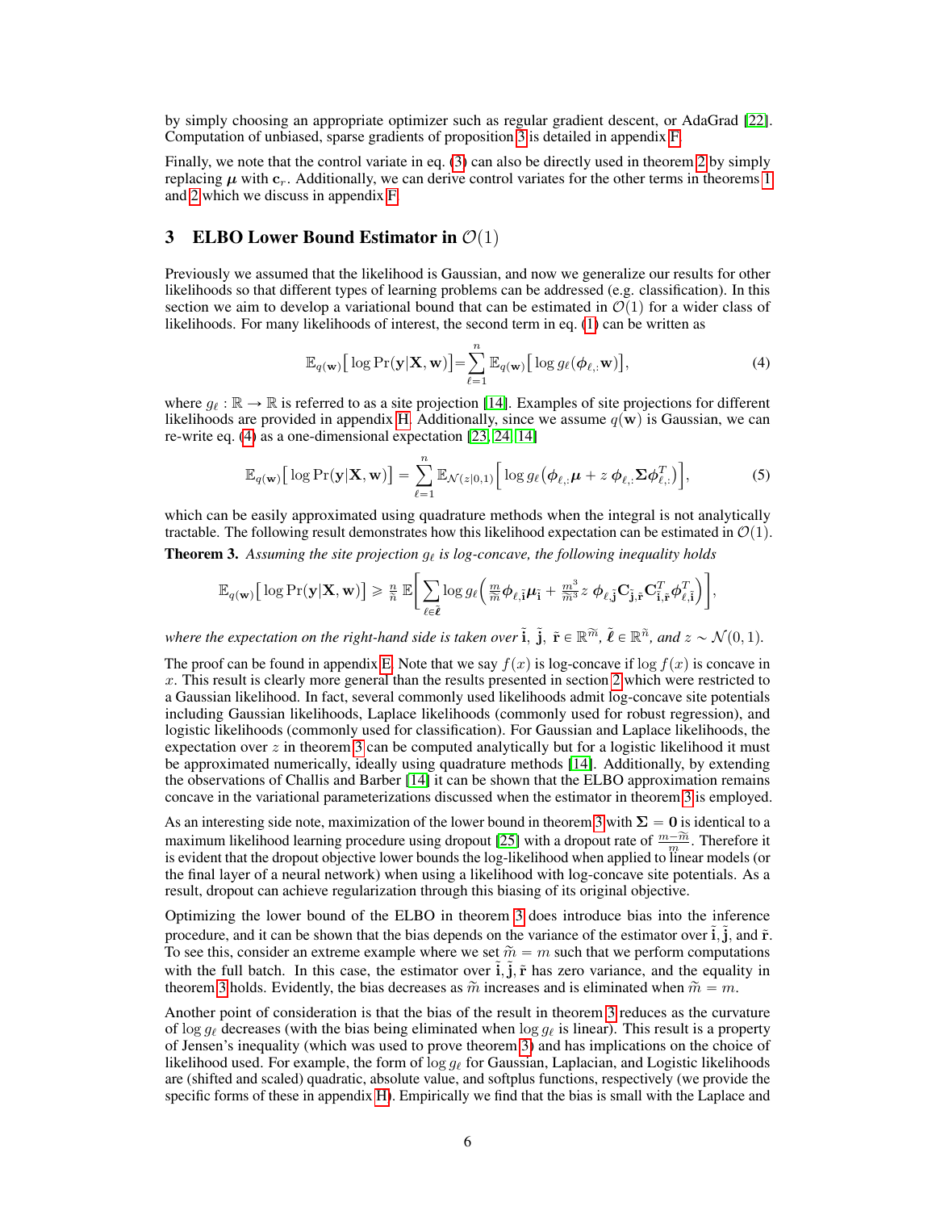by simply choosing an appropriate optimizer such as regular gradient descent, or AdaGrad [22]. Computation of unbiased, sparse gradients of proposition 3 is detailed in appendix F.

Finally, we note that the control variate in eq. (3) can also be directly used in theorem 2 by simply replacing $\boldsymbol{\mu}$ with $\mathbf{c}_r$. Additionally, we can derive control variates for the other terms in theorems 1 and 2 which we discuss in appendix F.

## 3 ELBO Lower Bound Estimator in $\mathcal{O}(1)$

Previously we assumed that the likelihood is Gaussian, and now we generalize our results for other likelihoods so that different types of learning problems can be addressed (e.g. classification). In this section we aim to develop a variational bound that can be estimated in $\mathcal{O}(1)$ for a wider class of likelihoods. For many likelihoods of interest, the second term in eq. (1) can be written as

$$\mathbb{E}_{q(\mathbf{w})}\big[\log \Pr(\mathbf{y}|\mathbf{X}, \mathbf{w})\big] = \sum_{\ell=1}^{n} \mathbb{E}_{q(\mathbf{w})}\big[\log g_\ell(\boldsymbol{\phi}_{\ell,:}\mathbf{w})\big], \tag{4}$$

where $g_\ell : \mathbb{R} \to \mathbb{R}$ is referred to as a site projection [14]. Examples of site projections for different likelihoods are provided in appendix H. Additionally, since we assume $q(\mathbf{w})$ is Gaussian, we can re-write eq. (4) as a one-dimensional expectation [23, 24, 14]

$$\mathbb{E}_{q(\mathbf{w})}\big[\log \Pr(\mathbf{y}|\mathbf{X}, \mathbf{w})\big] = \sum_{\ell=1}^{n} \mathbb{E}_{\mathcal{N}(z|0,1)}\Big[\log g_\ell\big(\boldsymbol{\phi}_{\ell,:}\boldsymbol{\mu} + z\, \boldsymbol{\phi}_{\ell,:}\boldsymbol{\Sigma}\boldsymbol{\phi}_{\ell,:}^T\big)\Big], \tag{5}$$

which can be easily approximated using quadrature methods when the integral is not analytically tractable. The following result demonstrates how this likelihood expectation can be estimated in $\mathcal{O}(1)$.

**Theorem 3.** *Assuming the site projection $g_\ell$ is log-concave, the following inequality holds*

$$\mathbb{E}_{q(\mathbf{w})}\big[\log \Pr(\mathbf{y}|\mathbf{X}, \mathbf{w})\big] \geqslant \tfrac{n}{\tilde{n}}\, \mathbb{E}\bigg[\sum_{\ell \in \tilde{\boldsymbol{\ell}}} \log g_\ell\Big(\tfrac{m}{\widetilde{m}}\boldsymbol{\phi}_{\ell,\tilde{\mathbf{i}}}\boldsymbol{\mu}_{\tilde{\mathbf{i}}} + \tfrac{m^3}{\widetilde{m}^3} z\; \boldsymbol{\phi}_{\ell,\tilde{\mathbf{j}}}\mathbf{C}_{\tilde{\mathbf{j}},\tilde{\mathbf{r}}}\mathbf{C}_{\tilde{\mathbf{i}},\tilde{\mathbf{r}}}^T\boldsymbol{\phi}_{\ell,\tilde{\mathbf{i}}}^T\Big)\bigg],$$

*where the expectation on the right-hand side is taken over $\tilde{\mathbf{i}},\ \tilde{\mathbf{j}},\ \tilde{\mathbf{r}} \in \mathbb{R}^{\widetilde{m}}$, $\tilde{\boldsymbol{\ell}} \in \mathbb{R}^{\tilde{n}}$, and $z \sim \mathcal{N}(0, 1)$.*

The proof can be found in appendix E. Note that we say $f(x)$ is log-concave if $\log f(x)$ is concave in $x$. This result is clearly more general than the results presented in section 2 which were restricted to a Gaussian likelihood. In fact, several commonly used likelihoods admit log-concave site potentials including Gaussian likelihoods, Laplace likelihoods (commonly used for robust regression), and logistic likelihoods (commonly used for classification). For Gaussian and Laplace likelihoods, the expectation over $z$ in theorem 3 can be computed analytically but for a logistic likelihood it must be approximated numerically, ideally using quadrature methods [14]. Additionally, by extending the observations of Challis and Barber [14] it can be shown that the ELBO approximation remains concave in the variational parameterizations discussed when the estimator in theorem 3 is employed.

As an interesting side note, maximization of the lower bound in theorem 3 with $\boldsymbol{\Sigma} = \mathbf{0}$ is identical to a maximum likelihood learning procedure using dropout [25] with a dropout rate of $\frac{m-\widetilde{m}}{m}$. Therefore it is evident that the dropout objective lower bounds the log-likelihood when applied to linear models (or the final layer of a neural network) when using a likelihood with log-concave site potentials. As a result, dropout can achieve regularization through this biasing of its original objective.

Optimizing the lower bound of the ELBO in theorem 3 does introduce bias into the inference procedure, and it can be shown that the bias depends on the variance of the estimator over $\tilde{\mathbf{i}}, \tilde{\mathbf{j}}$, and $\tilde{\mathbf{r}}$. To see this, consider an extreme example where we set $\widetilde{m} = m$ such that we perform computations with the full batch. In this case, the estimator over $\tilde{\mathbf{i}}, \tilde{\mathbf{j}}, \tilde{\mathbf{r}}$ has zero variance, and the equality in theorem 3 holds. Evidently, the bias decreases as $\widetilde{m}$ increases and is eliminated when $\widetilde{m} = m$.

Another point of consideration is that the bias of the result in theorem 3 reduces as the curvature of $\log g_\ell$ decreases (with the bias being eliminated when $\log g_\ell$ is linear). This result is a property of Jensen's inequality (which was used to prove theorem 3) and has implications on the choice of likelihood used. For example, the form of $\log g_\ell$ for Gaussian, Laplacian, and Logistic likelihoods are (shifted and scaled) quadratic, absolute value, and softplus functions, respectively (we provide the specific forms of these in appendix H). Empirically we find that the bias is small with the Laplace and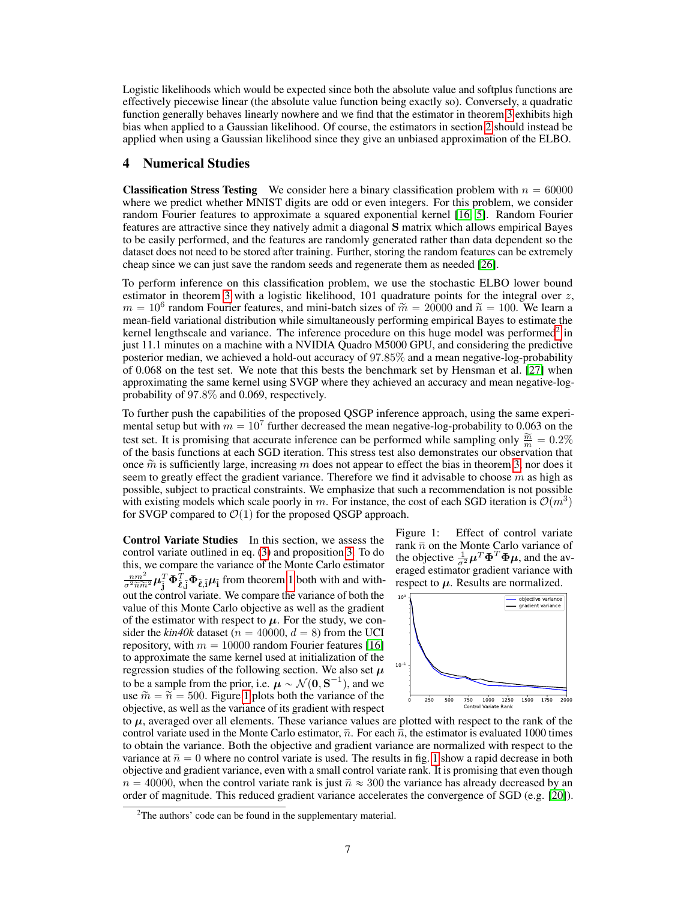Logistic likelihoods which would be expected since both the absolute value and softplus functions are effectively piecewise linear (the absolute value function being exactly so). Conversely, a quadratic function generally behaves linearly nowhere and we find that the estimator in theorem 3 exhibits high bias when applied to a Gaussian likelihood. Of course, the estimators in section 2 should instead be applied when using a Gaussian likelihood since they give an unbiased approximation of the ELBO.

## 4 Numerical Studies

**Classification Stress Testing** We consider here a binary classification problem with $n = 60000$ where we predict whether MNIST digits are odd or even integers. For this problem, we consider random Fourier features to approximate a squared exponential kernel [16, 5]. Random Fourier features are attractive since they natively admit a diagonal $\mathbf{S}$ matrix which allows empirical Bayes to be easily performed, and the features are randomly generated rather than data dependent so the dataset does not need to be stored after training. Further, storing the random features can be extremely cheap since we can just save the random seeds and regenerate them as needed [26].

To perform inference on this classification problem, we use the stochastic ELBO lower bound estimator in theorem 3 with a logistic likelihood, 101 quadrature points for the integral over $z$, $m = 10^6$ random Fourier features, and mini-batch sizes of $\widetilde{m} = 20000$ and $\widetilde{n} = 100$. We learn a mean-field variational distribution while simultaneously performing empirical Bayes to estimate the kernel lengthscale and variance. The inference procedure on this huge model was performed[2] in just 11.1 minutes on a machine with a NVIDIA Quadro M5000 GPU, and considering the predictive posterior median, we achieved a hold-out accuracy of 97.85% and a mean negative-log-probability of 0.068 on the test set. We note that this bests the benchmark set by Hensman et al. [27] when approximating the same kernel using SVGP where they achieved an accuracy and mean negative-log-probability of 97.8% and 0.069, respectively.

To further push the capabilities of the proposed QSGP inference approach, using the same experimental setup but with $m = 10^7$ further decreased the mean negative-log-probability to 0.063 on the test set. It is promising that accurate inference can be performed while sampling only $\frac{\widetilde{m}}{m} = 0.2\%$ of the basis functions at each SGD iteration. This stress test also demonstrates our observation that once $\widetilde{m}$ is sufficiently large, increasing $m$ does not appear to effect the bias in theorem 3, nor does it seem to greatly effect the gradient variance. Therefore we find it advisable to choose $m$ as high as possible, subject to practical constraints. We emphasize that such a recommendation is not possible with existing models which scale poorly in $m$. For instance, the cost of each SGD iteration is $\mathcal{O}(m^3)$ for SVGP compared to $\mathcal{O}(1)$ for the proposed QSGP approach.

**Control Variate Studies** In this section, we assess the control variate outlined in eq. (3) and proposition 3. To do this, we compare the variance of the Monte Carlo estimator $\frac{nm^2}{\sigma^2 \widetilde{n}\widetilde{m}^2} \boldsymbol{\mu}_{\tilde{\mathbf{j}}}^T \boldsymbol{\Phi}_{\tilde{\boldsymbol{\ell}},\tilde{\mathbf{j}}}^T \boldsymbol{\Phi}_{\tilde{\boldsymbol{\ell}},\tilde{\mathbf{i}}} \boldsymbol{\mu}_{\tilde{\mathbf{i}}}$ from theorem 1 both with and without the control variate. We compare the variance of both the value of this Monte Carlo objective as well as the gradient of the estimator with respect to $\boldsymbol{\mu}$. For the study, we consider the *kin40k* dataset ($n = 40000$, $d = 8$) from the UCI repository, with $m = 10000$ random Fourier features [16] to approximate the same kernel used at initialization of the regression studies of the following section. We also set $\boldsymbol{\mu}$ to be a sample from the prior, i.e. $\boldsymbol{\mu} \sim \mathcal{N}(\mathbf{0}, \mathbf{S}^{-1})$, and we use $\widetilde{m} = \widetilde{n} = 500$. Figure 1 plots both the variance of the objective, as well as the variance of its gradient with respect to $\boldsymbol{\mu}$, averaged over all elements. These variance values are plotted with respect to the rank of the control variate used in the Monte Carlo estimator, $\bar{n}$. For each $\bar{n}$, the estimator is evaluated 1000 times to obtain the variance. Both the objective and gradient variance are normalized with respect to the variance at $\bar{n} = 0$ where no control variate is used. The results in fig. 1 show a rapid decrease in both objective and gradient variance, even with a small control variate rank. It is promising that even though $n = 40000$, when the control variate rank is just $\bar{n} \approx 300$ the variance has already decreased by an order of magnitude. This reduced gradient variance accelerates the convergence of SGD (e.g. [20]).

Figure 1: Effect of control variate rank $\bar{n}$ on the Monte Carlo variance of the objective $\frac{1}{\sigma^2} \boldsymbol{\mu}^T \boldsymbol{\Phi}^T \boldsymbol{\Phi} \boldsymbol{\mu}$, and the averaged estimator gradient variance with respect to $\boldsymbol{\mu}$. Results are normalized.

[2] The authors' code can be found in the supplementary material.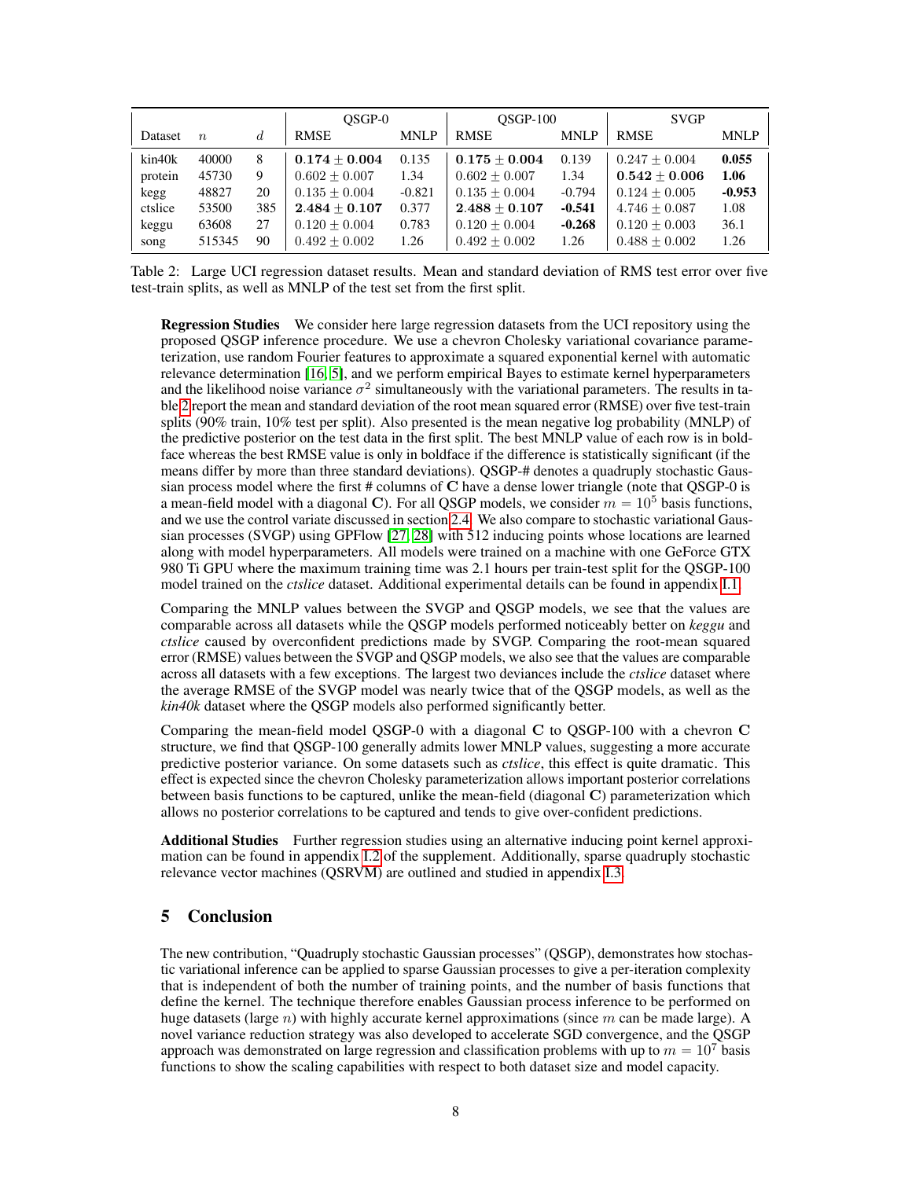| | | | QSGP-0 | | QSGP-100 | | SVGP | |
|---|---|---|---|---|---|---|---|---|
| Dataset | $n$ | $d$ | RMSE | MNLP | RMSE | MNLP | RMSE | MNLP |
| kin40k | 40000 | 8 | $\mathbf{0.174 \pm 0.004}$ | 0.135 | $\mathbf{0.175 \pm 0.004}$ | 0.139 | $0.247 \pm 0.004$ | **0.055** |
| protein | 45730 | 9 | $0.602 \pm 0.007$ | 1.34 | $0.602 \pm 0.007$ | 1.34 | $\mathbf{0.542 \pm 0.006}$ | **1.06** |
| kegg | 48827 | 20 | $0.135 \pm 0.004$ | -0.821 | $0.135 \pm 0.004$ | -0.794 | $0.124 \pm 0.005$ | **-0.953** |
| ctslice | 53500 | 385 | $\mathbf{2.484 \pm 0.107}$ | 0.377 | $\mathbf{2.488 \pm 0.107}$ | **-0.541** | $4.746 \pm 0.087$ | 1.08 |
| keggu | 63608 | 27 | $0.120 \pm 0.004$ | 0.783 | $0.120 \pm 0.004$ | **-0.268** | $0.120 \pm 0.003$ | 36.1 |
| song | 515345 | 90 | $0.492 \pm 0.002$ | 1.26 | $0.492 \pm 0.002$ | 1.26 | $0.488 \pm 0.002$ | 1.26 |

Table 2: Large UCI regression dataset results. Mean and standard deviation of RMS test error over five test-train splits, as well as MNLP of the test set from the first split.

**Regression Studies** We consider here large regression datasets from the UCI repository using the proposed QSGP inference procedure. We use a chevron Cholesky variational covariance parameterization, use random Fourier features to approximate a squared exponential kernel with automatic relevance determination [16, 5], and we perform empirical Bayes to estimate kernel hyperparameters and the likelihood noise variance $\sigma^2$ simultaneously with the variational parameters. The results in table 2 report the mean and standard deviation of the root mean squared error (RMSE) over five test-train splits (90% train, 10% test per split). Also presented is the mean negative log probability (MNLP) of the predictive posterior on the test data in the first split. The best MNLP value of each row is in boldface whereas the best RMSE value is only in boldface if the difference is statistically significant (if the means differ by more than three standard deviations). QSGP-# denotes a quadruply stochastic Gaussian process model where the first # columns of $\mathbf{C}$ have a dense lower triangle (note that QSGP-0 is a mean-field model with a diagonal $\mathbf{C}$). For all QSGP models, we consider $m = 10^5$ basis functions, and we use the control variate discussed in section 2.4. We also compare to stochastic variational Gaussian processes (SVGP) using GPFlow [27, 28] with 512 inducing points whose locations are learned along with model hyperparameters. All models were trained on a machine with one GeForce GTX 980 Ti GPU where the maximum training time was 2.1 hours per train-test split for the QSGP-100 model trained on the *ctslice* dataset. Additional experimental details can be found in appendix I.1.

Comparing the MNLP values between the SVGP and QSGP models, we see that the values are comparable across all datasets while the QSGP models performed noticeably better on *keggu* and *ctslice* caused by overconfident predictions made by SVGP. Comparing the root-mean squared error (RMSE) values between the SVGP and QSGP models, we also see that the values are comparable across all datasets with a few exceptions. The largest two deviances include the *ctslice* dataset where the average RMSE of the SVGP model was nearly twice that of the QSGP models, as well as the *kin40k* dataset where the QSGP models also performed significantly better.

Comparing the mean-field model QSGP-0 with a diagonal $\mathbf{C}$ to QSGP-100 with a chevron $\mathbf{C}$ structure, we find that QSGP-100 generally admits lower MNLP values, suggesting a more accurate predictive posterior variance. On some datasets such as *ctslice*, this effect is quite dramatic. This effect is expected since the chevron Cholesky parameterization allows important posterior correlations between basis functions to be captured, unlike the mean-field (diagonal $\mathbf{C}$) parameterization which allows no posterior correlations to be captured and tends to give over-confident predictions.

**Additional Studies** Further regression studies using an alternative inducing point kernel approximation can be found in appendix I.2 of the supplement. Additionally, sparse quadruply stochastic relevance vector machines (QSRVM) are outlined and studied in appendix I.3.

## 5 Conclusion

The new contribution, "Quadruply stochastic Gaussian processes" (QSGP), demonstrates how stochastic variational inference can be applied to sparse Gaussian processes to give a per-iteration complexity that is independent of both the number of training points, and the number of basis functions that define the kernel. The technique therefore enables Gaussian process inference to be performed on huge datasets (large $n$) with highly accurate kernel approximations (since $m$ can be made large). A novel variance reduction strategy was also developed to accelerate SGD convergence, and the QSGP approach was demonstrated on large regression and classification problems with up to $m = 10^7$ basis functions to show the scaling capabilities with respect to both dataset size and model capacity.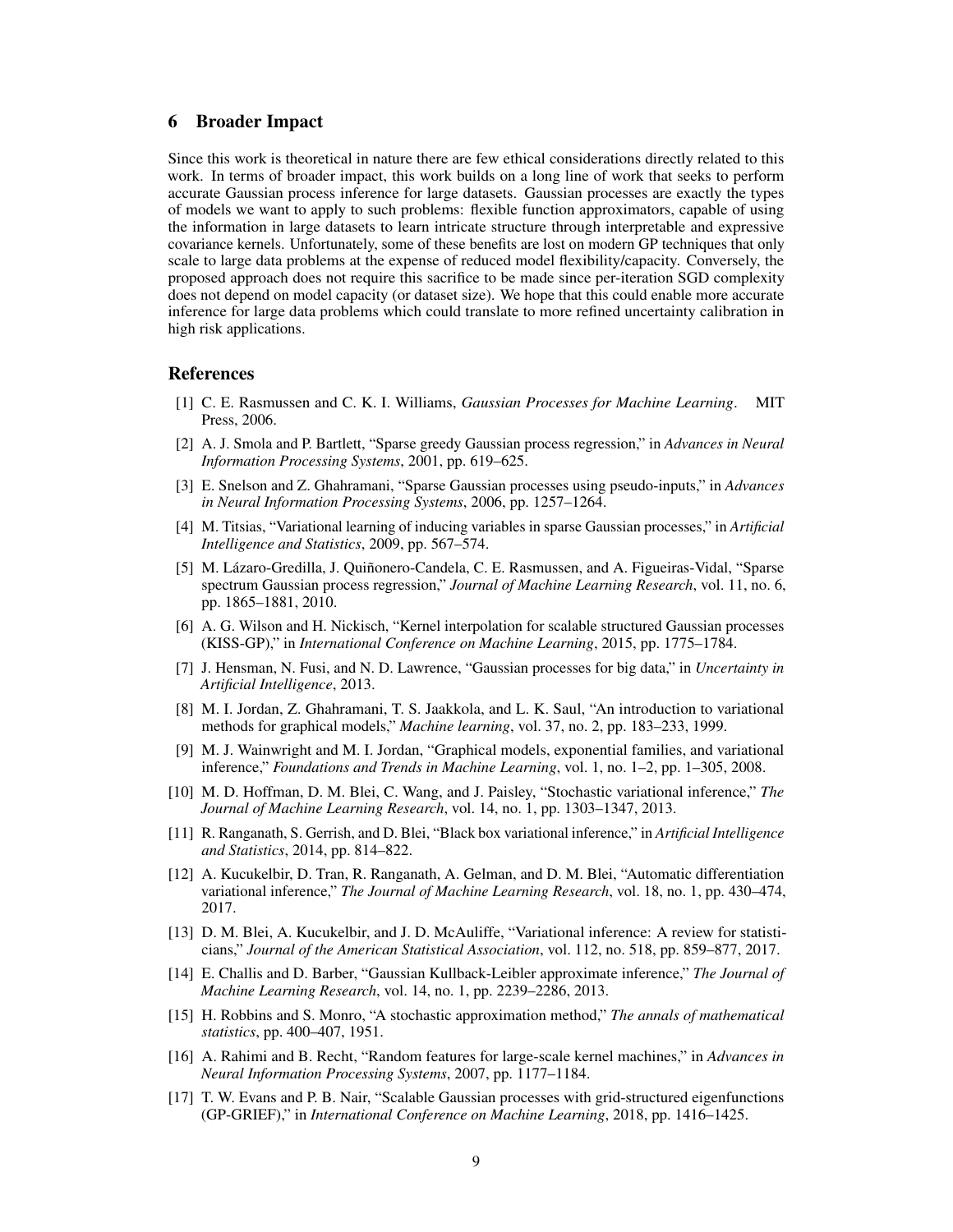## 6 Broader Impact

Since this work is theoretical in nature there are few ethical considerations directly related to this work. In terms of broader impact, this work builds on a long line of work that seeks to perform accurate Gaussian process inference for large datasets. Gaussian processes are exactly the types of models we want to apply to such problems: flexible function approximators, capable of using the information in large datasets to learn intricate structure through interpretable and expressive covariance kernels. Unfortunately, some of these benefits are lost on modern GP techniques that only scale to large data problems at the expense of reduced model flexibility/capacity. Conversely, the proposed approach does not require this sacrifice to be made since per-iteration SGD complexity does not depend on model capacity (or dataset size). We hope that this could enable more accurate inference for large data problems which could translate to more refined uncertainty calibration in high risk applications.

## References

[1] C. E. Rasmussen and C. K. I. Williams, *Gaussian Processes for Machine Learning*. MIT Press, 2006.

[2] A. J. Smola and P. Bartlett, "Sparse greedy Gaussian process regression," in *Advances in Neural Information Processing Systems*, 2001, pp. 619–625.

[3] E. Snelson and Z. Ghahramani, "Sparse Gaussian processes using pseudo-inputs," in *Advances in Neural Information Processing Systems*, 2006, pp. 1257–1264.

[4] M. Titsias, "Variational learning of inducing variables in sparse Gaussian processes," in *Artificial Intelligence and Statistics*, 2009, pp. 567–574.

[5] M. Lázaro-Gredilla, J. Quiñonero-Candela, C. E. Rasmussen, and A. Figueiras-Vidal, "Sparse spectrum Gaussian process regression," *Journal of Machine Learning Research*, vol. 11, no. 6, pp. 1865–1881, 2010.

[6] A. G. Wilson and H. Nickisch, "Kernel interpolation for scalable structured Gaussian processes (KISS-GP)," in *International Conference on Machine Learning*, 2015, pp. 1775–1784.

[7] J. Hensman, N. Fusi, and N. D. Lawrence, "Gaussian processes for big data," in *Uncertainty in Artificial Intelligence*, 2013.

[8] M. I. Jordan, Z. Ghahramani, T. S. Jaakkola, and L. K. Saul, "An introduction to variational methods for graphical models," *Machine learning*, vol. 37, no. 2, pp. 183–233, 1999.

[9] M. J. Wainwright and M. I. Jordan, "Graphical models, exponential families, and variational inference," *Foundations and Trends in Machine Learning*, vol. 1, no. 1–2, pp. 1–305, 2008.

[10] M. D. Hoffman, D. M. Blei, C. Wang, and J. Paisley, "Stochastic variational inference," *The Journal of Machine Learning Research*, vol. 14, no. 1, pp. 1303–1347, 2013.

[11] R. Ranganath, S. Gerrish, and D. Blei, "Black box variational inference," in *Artificial Intelligence and Statistics*, 2014, pp. 814–822.

[12] A. Kucukelbir, D. Tran, R. Ranganath, A. Gelman, and D. M. Blei, "Automatic differentiation variational inference," *The Journal of Machine Learning Research*, vol. 18, no. 1, pp. 430–474, 2017.

[13] D. M. Blei, A. Kucukelbir, and J. D. McAuliffe, "Variational inference: A review for statisticians," *Journal of the American Statistical Association*, vol. 112, no. 518, pp. 859–877, 2017.

[14] E. Challis and D. Barber, "Gaussian Kullback-Leibler approximate inference," *The Journal of Machine Learning Research*, vol. 14, no. 1, pp. 2239–2286, 2013.

[15] H. Robbins and S. Monro, "A stochastic approximation method," *The annals of mathematical statistics*, pp. 400–407, 1951.

[16] A. Rahimi and B. Recht, "Random features for large-scale kernel machines," in *Advances in Neural Information Processing Systems*, 2007, pp. 1177–1184.

[17] T. W. Evans and P. B. Nair, "Scalable Gaussian processes with grid-structured eigenfunctions (GP-GRIEF)," in *International Conference on Machine Learning*, 2018, pp. 1416–1425.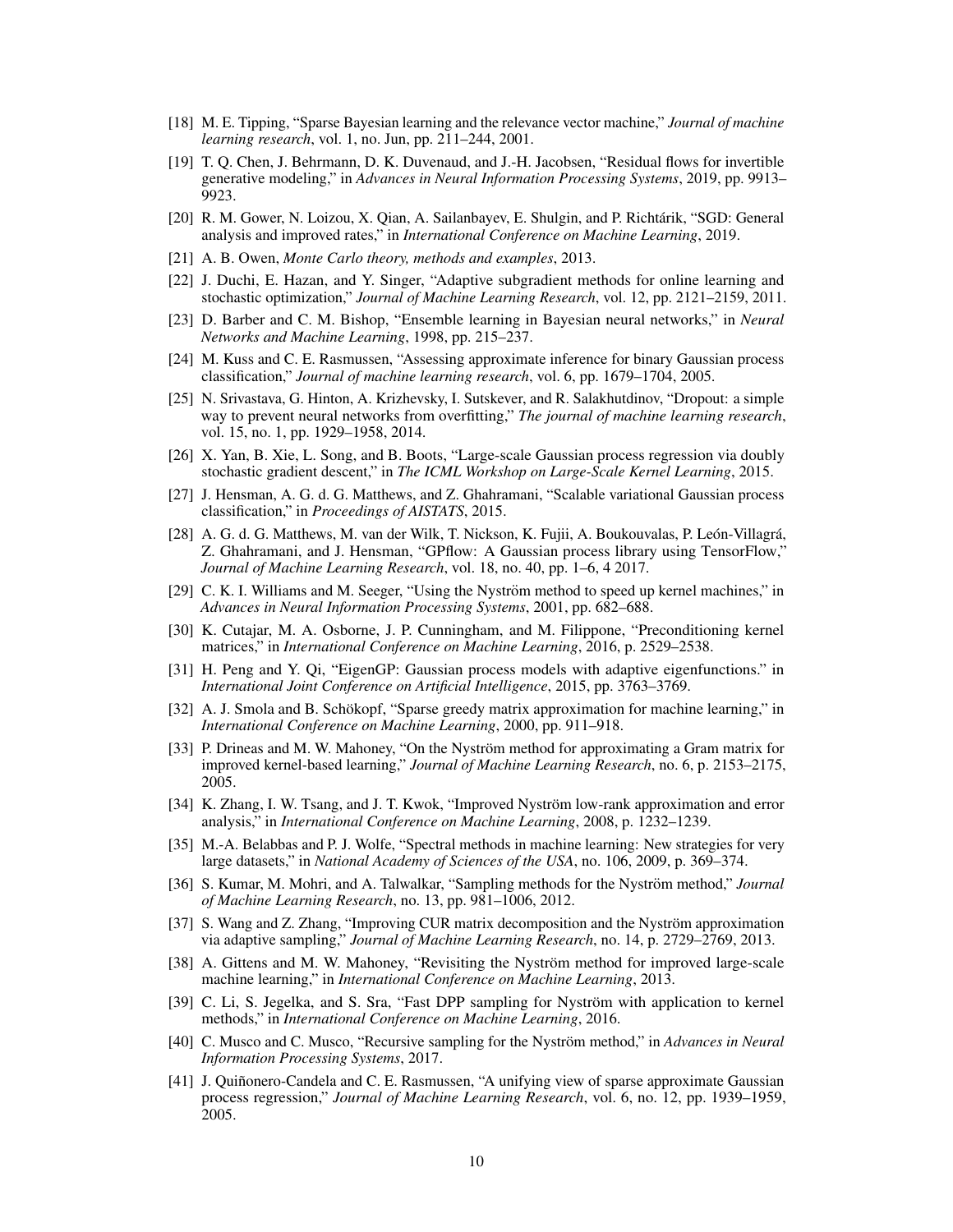[18] M. E. Tipping, "Sparse Bayesian learning and the relevance vector machine," *Journal of machine learning research*, vol. 1, no. Jun, pp. 211–244, 2001.

[19] T. Q. Chen, J. Behrmann, D. K. Duvenaud, and J.-H. Jacobsen, "Residual flows for invertible generative modeling," in *Advances in Neural Information Processing Systems*, 2019, pp. 9913–9923.

[20] R. M. Gower, N. Loizou, X. Qian, A. Sailanbayev, E. Shulgin, and P. Richtárik, "SGD: General analysis and improved rates," in *International Conference on Machine Learning*, 2019.

[21] A. B. Owen, *Monte Carlo theory, methods and examples*, 2013.

[22] J. Duchi, E. Hazan, and Y. Singer, "Adaptive subgradient methods for online learning and stochastic optimization," *Journal of Machine Learning Research*, vol. 12, pp. 2121–2159, 2011.

[23] D. Barber and C. M. Bishop, "Ensemble learning in Bayesian neural networks," in *Neural Networks and Machine Learning*, 1998, pp. 215–237.

[24] M. Kuss and C. E. Rasmussen, "Assessing approximate inference for binary Gaussian process classification," *Journal of machine learning research*, vol. 6, pp. 1679–1704, 2005.

[25] N. Srivastava, G. Hinton, A. Krizhevsky, I. Sutskever, and R. Salakhutdinov, "Dropout: a simple way to prevent neural networks from overfitting," *The journal of machine learning research*, vol. 15, no. 1, pp. 1929–1958, 2014.

[26] X. Yan, B. Xie, L. Song, and B. Boots, "Large-scale Gaussian process regression via doubly stochastic gradient descent," in *The ICML Workshop on Large-Scale Kernel Learning*, 2015.

[27] J. Hensman, A. G. d. G. Matthews, and Z. Ghahramani, "Scalable variational Gaussian process classification," in *Proceedings of AISTATS*, 2015.

[28] A. G. d. G. Matthews, M. van der Wilk, T. Nickson, K. Fujii, A. Boukouvalas, P. León-Villagrá, Z. Ghahramani, and J. Hensman, "GPflow: A Gaussian process library using TensorFlow," *Journal of Machine Learning Research*, vol. 18, no. 40, pp. 1–6, 4 2017.

[29] C. K. I. Williams and M. Seeger, "Using the Nyström method to speed up kernel machines," in *Advances in Neural Information Processing Systems*, 2001, pp. 682–688.

[30] K. Cutajar, M. A. Osborne, J. P. Cunningham, and M. Filippone, "Preconditioning kernel matrices," in *International Conference on Machine Learning*, 2016, p. 2529–2538.

[31] H. Peng and Y. Qi, "EigenGP: Gaussian process models with adaptive eigenfunctions." in *International Joint Conference on Artificial Intelligence*, 2015, pp. 3763–3769.

[32] A. J. Smola and B. Schökopf, "Sparse greedy matrix approximation for machine learning," in *International Conference on Machine Learning*, 2000, pp. 911–918.

[33] P. Drineas and M. W. Mahoney, "On the Nyström method for approximating a Gram matrix for improved kernel-based learning," *Journal of Machine Learning Research*, no. 6, p. 2153–2175, 2005.

[34] K. Zhang, I. W. Tsang, and J. T. Kwok, "Improved Nyström low-rank approximation and error analysis," in *International Conference on Machine Learning*, 2008, p. 1232–1239.

[35] M.-A. Belabbas and P. J. Wolfe, "Spectral methods in machine learning: New strategies for very large datasets," in *National Academy of Sciences of the USA*, no. 106, 2009, p. 369–374.

[36] S. Kumar, M. Mohri, and A. Talwalkar, "Sampling methods for the Nyström method," *Journal of Machine Learning Research*, no. 13, pp. 981–1006, 2012.

[37] S. Wang and Z. Zhang, "Improving CUR matrix decomposition and the Nyström approximation via adaptive sampling," *Journal of Machine Learning Research*, no. 14, p. 2729–2769, 2013.

[38] A. Gittens and M. W. Mahoney, "Revisiting the Nyström method for improved large-scale machine learning," in *International Conference on Machine Learning*, 2013.

[39] C. Li, S. Jegelka, and S. Sra, "Fast DPP sampling for Nyström with application to kernel methods," in *International Conference on Machine Learning*, 2016.

[40] C. Musco and C. Musco, "Recursive sampling for the Nyström method," in *Advances in Neural Information Processing Systems*, 2017.

[41] J. Quiñonero-Candela and C. E. Rasmussen, "A unifying view of sparse approximate Gaussian process regression," *Journal of Machine Learning Research*, vol. 6, no. 12, pp. 1939–1959, 2005.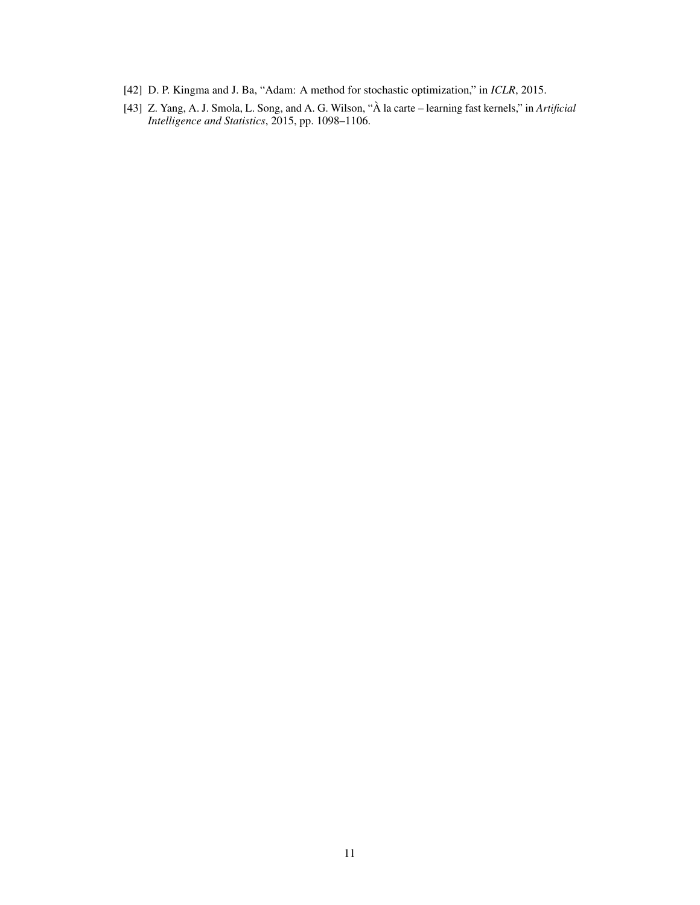[42] D. P. Kingma and J. Ba, "Adam: A method for stochastic optimization," in *ICLR*, 2015.

[43] Z. Yang, A. J. Smola, L. Song, and A. G. Wilson, "À la carte – learning fast kernels," in *Artificial Intelligence and Statistics*, 2015, pp. 1098–1106.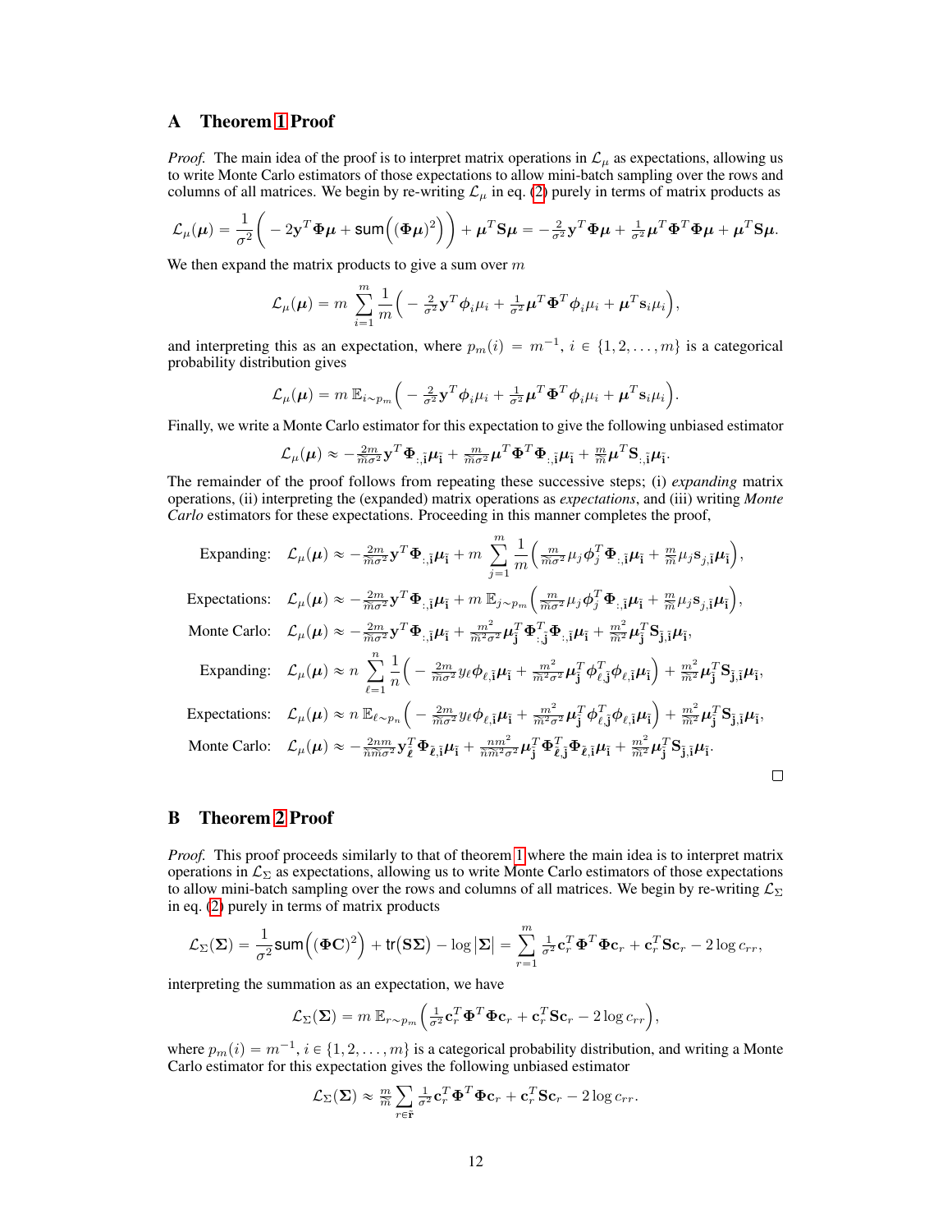## A Theorem 1 Proof

*Proof.* The main idea of the proof is to interpret matrix operations in $\mathcal{L}_\mu$ as expectations, allowing us to write Monte Carlo estimators of those expectations to allow mini-batch sampling over the rows and columns of all matrices. We begin by re-writing $\mathcal{L}_\mu$ in eq. (2) purely in terms of matrix products as

$$\mathcal{L}_\mu(\boldsymbol{\mu}) = \frac{1}{\sigma^2}\Big( -2\mathbf{y}^T\boldsymbol{\Phi}\boldsymbol{\mu} + \mathsf{sum}\Big((\boldsymbol{\Phi}\boldsymbol{\mu})^2\Big)\Big) + \boldsymbol{\mu}^T\mathbf{S}\boldsymbol{\mu} = -\tfrac{2}{\sigma^2}\mathbf{y}^T\boldsymbol{\Phi}\boldsymbol{\mu} + \tfrac{1}{\sigma^2}\boldsymbol{\mu}^T\boldsymbol{\Phi}^T\boldsymbol{\Phi}\boldsymbol{\mu} + \boldsymbol{\mu}^T\mathbf{S}\boldsymbol{\mu}.$$

We then expand the matrix products to give a sum over $m$

$$\mathcal{L}_\mu(\boldsymbol{\mu}) = m\sum_{i=1}^{m}\frac{1}{m}\Big( -\tfrac{2}{\sigma^2}\mathbf{y}^T\boldsymbol{\phi}_i\mu_i + \tfrac{1}{\sigma^2}\boldsymbol{\mu}^T\boldsymbol{\Phi}^T\boldsymbol{\phi}_i\mu_i + \boldsymbol{\mu}^T\mathbf{s}_i\mu_i\Big),$$

and interpreting this as an expectation, where $p_m(i) = m^{-1}$, $i \in \{1, 2, \ldots, m\}$ is a categorical probability distribution gives

$$\mathcal{L}_\mu(\boldsymbol{\mu}) = m\,\mathbb{E}_{i\sim p_m}\Big( -\tfrac{2}{\sigma^2}\mathbf{y}^T\boldsymbol{\phi}_i\mu_i + \tfrac{1}{\sigma^2}\boldsymbol{\mu}^T\boldsymbol{\Phi}^T\boldsymbol{\phi}_i\mu_i + \boldsymbol{\mu}^T\mathbf{s}_i\mu_i\Big).$$

Finally, we write a Monte Carlo estimator for this expectation to give the following unbiased estimator

$$\mathcal{L}_\mu(\boldsymbol{\mu}) \approx -\tfrac{2m}{\tilde{m}\sigma^2}\mathbf{y}^T\boldsymbol{\Phi}_{:,\tilde{\mathbf{i}}}\boldsymbol{\mu}_{\tilde{\mathbf{i}}} + \tfrac{m}{\tilde{m}\sigma^2}\boldsymbol{\mu}^T\boldsymbol{\Phi}^T\boldsymbol{\Phi}_{:,\tilde{\mathbf{i}}}\boldsymbol{\mu}_{\tilde{\mathbf{i}}} + \tfrac{m}{\tilde{m}}\boldsymbol{\mu}^T\mathbf{S}_{:,\tilde{\mathbf{i}}}\boldsymbol{\mu}_{\tilde{\mathbf{i}}}.$$

The remainder of the proof follows from repeating these successive steps; (i) *expanding* matrix operations, (ii) interpreting the (expanded) matrix operations as *expectations*, and (iii) writing *Monte Carlo* estimators for these expectations. Proceeding in this manner completes the proof,

$$\text{Expanding:}\quad \mathcal{L}_\mu(\boldsymbol{\mu}) \approx -\tfrac{2m}{\tilde{m}\sigma^2}\mathbf{y}^T\boldsymbol{\Phi}_{:,\tilde{\mathbf{i}}}\boldsymbol{\mu}_{\tilde{\mathbf{i}}} + m\sum_{j=1}^{m}\frac{1}{m}\Big(\tfrac{m}{\tilde{m}\sigma^2}\mu_j\boldsymbol{\phi}_j^T\boldsymbol{\Phi}_{:,\tilde{\mathbf{i}}}\boldsymbol{\mu}_{\tilde{\mathbf{i}}} + \tfrac{m}{\tilde{m}}\mu_j\mathbf{s}_{j,\tilde{\mathbf{i}}}\boldsymbol{\mu}_{\tilde{\mathbf{i}}}\Big),$$

$$\text{Expectations:}\quad \mathcal{L}_\mu(\boldsymbol{\mu}) \approx -\tfrac{2m}{\tilde{m}\sigma^2}\mathbf{y}^T\boldsymbol{\Phi}_{:,\tilde{\mathbf{i}}}\boldsymbol{\mu}_{\tilde{\mathbf{i}}} + m\,\mathbb{E}_{j\sim p_m}\Big(\tfrac{m}{\tilde{m}\sigma^2}\mu_j\boldsymbol{\phi}_j^T\boldsymbol{\Phi}_{:,\tilde{\mathbf{i}}}\boldsymbol{\mu}_{\tilde{\mathbf{i}}} + \tfrac{m}{\tilde{m}}\mu_j\mathbf{s}_{j,\tilde{\mathbf{i}}}\boldsymbol{\mu}_{\tilde{\mathbf{i}}}\Big),$$

$$\text{Monte Carlo:}\quad \mathcal{L}_\mu(\boldsymbol{\mu}) \approx -\tfrac{2m}{\tilde{m}\sigma^2}\mathbf{y}^T\boldsymbol{\Phi}_{:,\tilde{\mathbf{i}}}\boldsymbol{\mu}_{\tilde{\mathbf{i}}} + \tfrac{m^2}{\tilde{m}^2\sigma^2}\boldsymbol{\mu}_{\tilde{\mathbf{j}}}^T\boldsymbol{\Phi}_{:,\tilde{\mathbf{j}}}^T\boldsymbol{\Phi}_{:,\tilde{\mathbf{i}}}\boldsymbol{\mu}_{\tilde{\mathbf{i}}} + \tfrac{m^2}{\tilde{m}^2}\boldsymbol{\mu}_{\tilde{\mathbf{j}}}^T\mathbf{S}_{\tilde{\mathbf{j}},\tilde{\mathbf{i}}}\boldsymbol{\mu}_{\tilde{\mathbf{i}}},$$

$$\text{Expanding:}\quad \mathcal{L}_\mu(\boldsymbol{\mu}) \approx n\sum_{\ell=1}^{n}\frac{1}{n}\Big(-\tfrac{2m}{\tilde{m}\sigma^2}y_\ell\boldsymbol{\phi}_{\ell,\tilde{\mathbf{i}}}\boldsymbol{\mu}_{\tilde{\mathbf{i}}} + \tfrac{m^2}{\tilde{m}^2\sigma^2}\boldsymbol{\mu}_{\tilde{\mathbf{j}}}^T\boldsymbol{\phi}_{\ell,\tilde{\mathbf{j}}}^T\boldsymbol{\phi}_{\ell,\tilde{\mathbf{i}}}\boldsymbol{\mu}_{\tilde{\mathbf{i}}}\Big) + \tfrac{m^2}{\tilde{m}^2}\boldsymbol{\mu}_{\tilde{\mathbf{j}}}^T\mathbf{S}_{\tilde{\mathbf{j}},\tilde{\mathbf{i}}}\boldsymbol{\mu}_{\tilde{\mathbf{i}}},$$

$$\text{Expectations:}\quad \mathcal{L}_\mu(\boldsymbol{\mu}) \approx n\,\mathbb{E}_{\ell\sim p_n}\Big(-\tfrac{2m}{\tilde{m}\sigma^2}y_\ell\boldsymbol{\phi}_{\ell,\tilde{\mathbf{i}}}\boldsymbol{\mu}_{\tilde{\mathbf{i}}} + \tfrac{m^2}{\tilde{m}^2\sigma^2}\boldsymbol{\mu}_{\tilde{\mathbf{j}}}^T\boldsymbol{\phi}_{\ell,\tilde{\mathbf{j}}}^T\boldsymbol{\phi}_{\ell,\tilde{\mathbf{i}}}\boldsymbol{\mu}_{\tilde{\mathbf{i}}}\Big) + \tfrac{m^2}{\tilde{m}^2}\boldsymbol{\mu}_{\tilde{\mathbf{j}}}^T\mathbf{S}_{\tilde{\mathbf{j}},\tilde{\mathbf{i}}}\boldsymbol{\mu}_{\tilde{\mathbf{i}}},$$

$$\text{Monte Carlo:}\quad \mathcal{L}_\mu(\boldsymbol{\mu}) \approx -\tfrac{2nm}{\tilde{n}\tilde{m}\sigma^2}\mathbf{y}_{\tilde{\boldsymbol{\ell}}}^T\boldsymbol{\Phi}_{\tilde{\boldsymbol{\ell}},\tilde{\mathbf{i}}}\boldsymbol{\mu}_{\tilde{\mathbf{i}}} + \tfrac{nm^2}{\tilde{n}\tilde{m}^2\sigma^2}\boldsymbol{\mu}_{\tilde{\mathbf{j}}}^T\boldsymbol{\Phi}_{\tilde{\boldsymbol{\ell}},\tilde{\mathbf{j}}}^T\boldsymbol{\Phi}_{\tilde{\boldsymbol{\ell}},\tilde{\mathbf{i}}}\boldsymbol{\mu}_{\tilde{\mathbf{i}}} + \tfrac{m^2}{\tilde{m}^2}\boldsymbol{\mu}_{\tilde{\mathbf{j}}}^T\mathbf{S}_{\tilde{\mathbf{j}},\tilde{\mathbf{i}}}\boldsymbol{\mu}_{\tilde{\mathbf{i}}}.$$

□

## B Theorem 2 Proof

*Proof.* This proof proceeds similarly to that of theorem 1 where the main idea is to interpret matrix operations in $\mathcal{L}_\Sigma$ as expectations, allowing us to write Monte Carlo estimators of those expectations to allow mini-batch sampling over the rows and columns of all matrices. We begin by re-writing $\mathcal{L}_\Sigma$ in eq. (2) purely in terms of matrix products

$$\mathcal{L}_\Sigma(\boldsymbol{\Sigma}) = \frac{1}{\sigma^2}\mathsf{sum}\Big((\boldsymbol{\Phi}\mathbf{C})^2\Big) + \mathsf{tr}(\mathbf{S}\boldsymbol{\Sigma}) - \log|\boldsymbol{\Sigma}| = \sum_{r=1}^{m}\tfrac{1}{\sigma^2}\mathbf{c}_r^T\boldsymbol{\Phi}^T\boldsymbol{\Phi}\mathbf{c}_r + \mathbf{c}_r^T\mathbf{S}\mathbf{c}_r - 2\log c_{rr},$$

interpreting the summation as an expectation, we have

$$\mathcal{L}_\Sigma(\boldsymbol{\Sigma}) = m\,\mathbb{E}_{r\sim p_m}\Big(\tfrac{1}{\sigma^2}\mathbf{c}_r^T\boldsymbol{\Phi}^T\boldsymbol{\Phi}\mathbf{c}_r + \mathbf{c}_r^T\mathbf{S}\mathbf{c}_r - 2\log c_{rr}\Big),$$

where $p_m(i) = m^{-1}$, $i \in \{1, 2, \ldots, m\}$ is a categorical probability distribution, and writing a Monte Carlo estimator for this expectation gives the following unbiased estimator

$$\mathcal{L}_\Sigma(\boldsymbol{\Sigma}) \approx \tfrac{m}{\tilde{m}}\sum_{r\in\tilde{\mathbf{r}}}\tfrac{1}{\sigma^2}\mathbf{c}_r^T\boldsymbol{\Phi}^T\boldsymbol{\Phi}\mathbf{c}_r + \mathbf{c}_r^T\mathbf{S}\mathbf{c}_r - 2\log c_{rr}.$$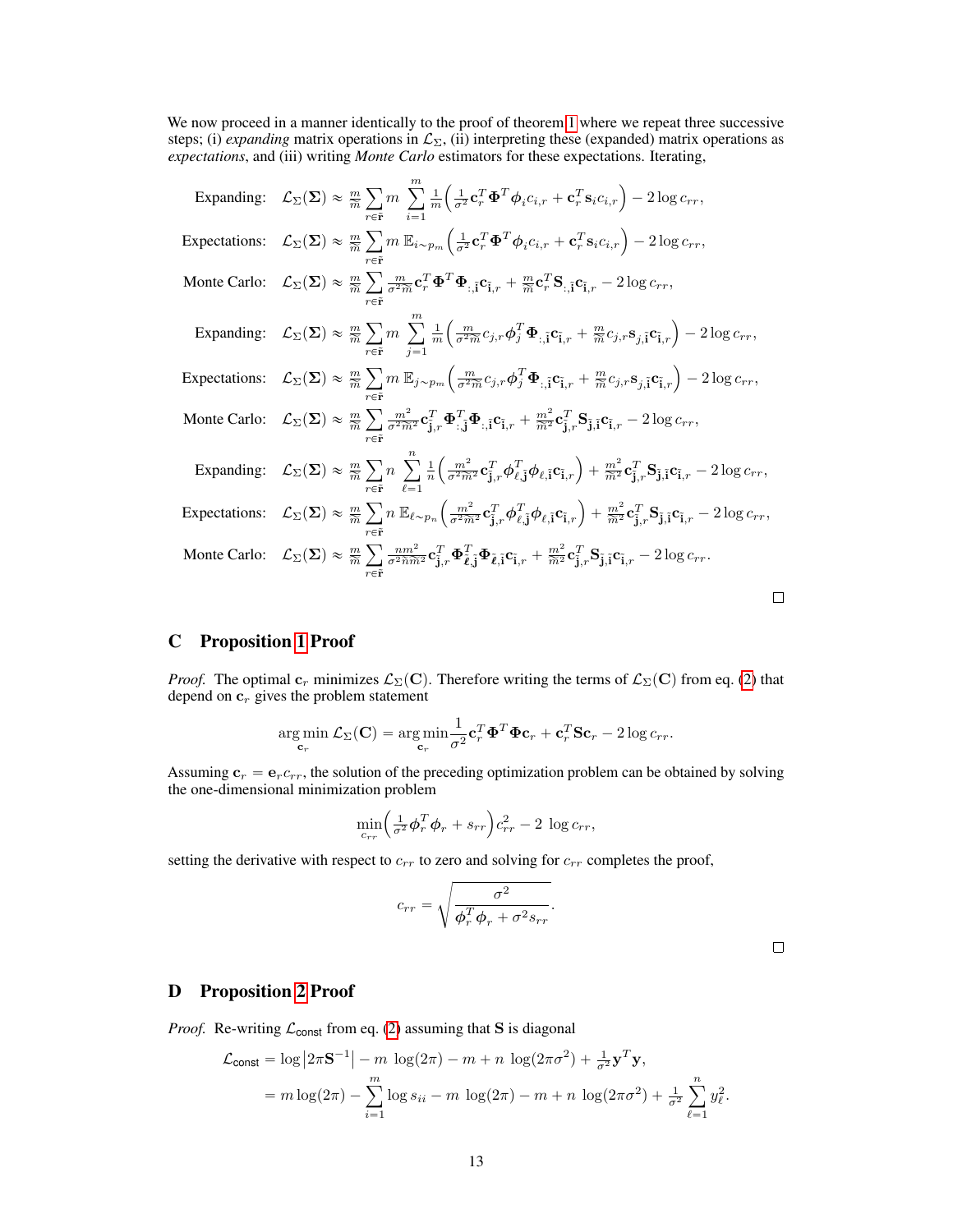We now proceed in a manner identically to the proof of theorem 1 where we repeat three successive steps; (i) *expanding* matrix operations in $\mathcal{L}_\Sigma$, (ii) interpreting these (expanded) matrix operations as *expectations*, and (iii) writing *Monte Carlo* estimators for these expectations. Iterating,

$$\text{Expanding:} \quad \mathcal{L}_\Sigma(\mathbf{\Sigma}) \approx \tfrac{m}{\tilde{m}} \sum_{r \in \tilde{\mathbf{r}}} m \sum_{i=1}^{m} \tfrac{1}{m}\Big( \tfrac{1}{\sigma^2} \mathbf{c}_r^T \mathbf{\Phi}^T \boldsymbol{\phi}_i c_{i,r} + \mathbf{c}_r^T \mathbf{s}_i c_{i,r} \Big) - 2 \log c_{rr},$$

$$\text{Expectations:} \quad \mathcal{L}_\Sigma(\mathbf{\Sigma}) \approx \tfrac{m}{\tilde{m}} \sum_{r \in \tilde{\mathbf{r}}} m \, \mathbb{E}_{i \sim p_m} \Big( \tfrac{1}{\sigma^2} \mathbf{c}_r^T \mathbf{\Phi}^T \boldsymbol{\phi}_i c_{i,r} + \mathbf{c}_r^T \mathbf{s}_i c_{i,r} \Big) - 2 \log c_{rr},$$

$$\text{Monte Carlo:} \quad \mathcal{L}_\Sigma(\mathbf{\Sigma}) \approx \tfrac{m}{\tilde{m}} \sum_{r \in \tilde{\mathbf{r}}} \tfrac{m}{\sigma^2 \tilde{m}} \mathbf{c}_r^T \mathbf{\Phi}^T \mathbf{\Phi}_{:,\tilde{\mathbf{i}}} \mathbf{c}_{\tilde{\mathbf{i}},r} + \tfrac{m}{\tilde{m}} \mathbf{c}_r^T \mathbf{S}_{:,\tilde{\mathbf{i}}} \mathbf{c}_{\tilde{\mathbf{i}},r} - 2 \log c_{rr},$$

$$\text{Expanding:} \quad \mathcal{L}_\Sigma(\mathbf{\Sigma}) \approx \tfrac{m}{\tilde{m}} \sum_{r \in \tilde{\mathbf{r}}} m \sum_{j=1}^{m} \tfrac{1}{m}\Big( \tfrac{m}{\sigma^2 \tilde{m}} c_{j,r} \boldsymbol{\phi}_j^T \mathbf{\Phi}_{:,\tilde{\mathbf{i}}} \mathbf{c}_{\tilde{\mathbf{i}},r} + \tfrac{m}{\tilde{m}} c_{j,r} \mathbf{s}_{j,\tilde{\mathbf{i}}} \mathbf{c}_{\tilde{\mathbf{i}},r} \Big) - 2 \log c_{rr},$$

$$\text{Expectations:} \quad \mathcal{L}_\Sigma(\mathbf{\Sigma}) \approx \tfrac{m}{\tilde{m}} \sum_{r \in \tilde{\mathbf{r}}} m \, \mathbb{E}_{j \sim p_m} \Big( \tfrac{m}{\sigma^2 \tilde{m}} c_{j,r} \boldsymbol{\phi}_j^T \mathbf{\Phi}_{:,\tilde{\mathbf{i}}} \mathbf{c}_{\tilde{\mathbf{i}},r} + \tfrac{m}{\tilde{m}} c_{j,r} \mathbf{s}_{j,\tilde{\mathbf{i}}} \mathbf{c}_{\tilde{\mathbf{i}},r} \Big) - 2 \log c_{rr},$$

$$\text{Monte Carlo:} \quad \mathcal{L}_\Sigma(\mathbf{\Sigma}) \approx \tfrac{m}{\tilde{m}} \sum_{r \in \tilde{\mathbf{r}}} \tfrac{m^2}{\sigma^2 \tilde{m}^2} \mathbf{c}_{\tilde{\mathbf{j}},r}^T \mathbf{\Phi}_{:,\tilde{\mathbf{j}}}^T \mathbf{\Phi}_{:,\tilde{\mathbf{i}}} \mathbf{c}_{\tilde{\mathbf{i}},r} + \tfrac{m^2}{\tilde{m}^2} \mathbf{c}_{\tilde{\mathbf{j}},r}^T \mathbf{S}_{\tilde{\mathbf{j}},\tilde{\mathbf{i}}} \mathbf{c}_{\tilde{\mathbf{i}},r} - 2 \log c_{rr},$$

$$\text{Expanding:} \quad \mathcal{L}_\Sigma(\mathbf{\Sigma}) \approx \tfrac{m}{\tilde{m}} \sum_{r \in \tilde{\mathbf{r}}} n \sum_{\ell=1}^{n} \tfrac{1}{n}\Big( \tfrac{m^2}{\sigma^2 \tilde{m}^2} \mathbf{c}_{\tilde{\mathbf{j}},r}^T \boldsymbol{\phi}_{\ell,\tilde{\mathbf{j}}}^T \boldsymbol{\phi}_{\ell,\tilde{\mathbf{i}}} \mathbf{c}_{\tilde{\mathbf{i}},r} \Big) + \tfrac{m^2}{\tilde{m}^2} \mathbf{c}_{\tilde{\mathbf{j}},r}^T \mathbf{S}_{\tilde{\mathbf{j}},\tilde{\mathbf{i}}} \mathbf{c}_{\tilde{\mathbf{i}},r} - 2 \log c_{rr},$$

$$\text{Expectations:} \quad \mathcal{L}_\Sigma(\mathbf{\Sigma}) \approx \tfrac{m}{\tilde{m}} \sum_{r \in \tilde{\mathbf{r}}} n \, \mathbb{E}_{\ell \sim p_n} \Big( \tfrac{m^2}{\sigma^2 \tilde{m}^2} \mathbf{c}_{\tilde{\mathbf{j}},r}^T \boldsymbol{\phi}_{\ell,\tilde{\mathbf{j}}}^T \boldsymbol{\phi}_{\ell,\tilde{\mathbf{i}}} \mathbf{c}_{\tilde{\mathbf{i}},r} \Big) + \tfrac{m^2}{\tilde{m}^2} \mathbf{c}_{\tilde{\mathbf{j}},r}^T \mathbf{S}_{\tilde{\mathbf{j}},\tilde{\mathbf{i}}} \mathbf{c}_{\tilde{\mathbf{i}},r} - 2 \log c_{rr},$$

$$\text{Monte Carlo:} \quad \mathcal{L}_\Sigma(\mathbf{\Sigma}) \approx \tfrac{m}{\tilde{m}} \sum_{r \in \tilde{\mathbf{r}}} \tfrac{n m^2}{\sigma^2 \tilde{n} \tilde{m}^2} \mathbf{c}_{\tilde{\mathbf{j}},r}^T \mathbf{\Phi}_{\tilde{\boldsymbol{\ell}},\tilde{\mathbf{j}}}^T \mathbf{\Phi}_{\tilde{\boldsymbol{\ell}},\tilde{\mathbf{i}}} \mathbf{c}_{\tilde{\mathbf{i}},r} + \tfrac{m^2}{\tilde{m}^2} \mathbf{c}_{\tilde{\mathbf{j}},r}^T \mathbf{S}_{\tilde{\mathbf{j}},\tilde{\mathbf{i}}} \mathbf{c}_{\tilde{\mathbf{i}},r} - 2 \log c_{rr}.$$

□

## C Proposition 1 Proof

*Proof.* The optimal $\mathbf{c}_r$ minimizes $\mathcal{L}_\Sigma(\mathbf{C})$. Therefore writing the terms of $\mathcal{L}_\Sigma(\mathbf{C})$ from eq. (2) that depend on $\mathbf{c}_r$ gives the problem statement

$$\arg\min_{\mathbf{c}_r} \mathcal{L}_\Sigma(\mathbf{C}) = \arg\min_{\mathbf{c}_r} \frac{1}{\sigma^2} \mathbf{c}_r^T \mathbf{\Phi}^T \mathbf{\Phi} \mathbf{c}_r + \mathbf{c}_r^T \mathbf{S} \mathbf{c}_r - 2 \log c_{rr}.$$

Assuming $\mathbf{c}_r = \mathbf{e}_r c_{rr}$, the solution of the preceding optimization problem can be obtained by solving the one-dimensional minimization problem

$$\min_{c_{rr}} \Big( \tfrac{1}{\sigma^2} \boldsymbol{\phi}_r^T \boldsymbol{\phi}_r + s_{rr} \Big) c_{rr}^2 - 2 \, \log c_{rr},$$

setting the derivative with respect to $c_{rr}$ to zero and solving for $c_{rr}$ completes the proof,

$$c_{rr} = \sqrt{\frac{\sigma^2}{\boldsymbol{\phi}_r^T \boldsymbol{\phi}_r + \sigma^2 s_{rr}}}.$$

□

## D Proposition 2 Proof

*Proof.* Re-writing $\mathcal{L}_{\text{const}}$ from eq. (2) assuming that $\mathbf{S}$ is diagonal

$$\begin{aligned}
\mathcal{L}_{\text{const}} &= \log \left| 2\pi \mathbf{S}^{-1} \right| - m \, \log(2\pi) - m + n \, \log(2\pi\sigma^2) + \tfrac{1}{\sigma^2} \mathbf{y}^T \mathbf{y}, \\
&= m \log(2\pi) - \sum_{i=1}^{m} \log s_{ii} - m \, \log(2\pi) - m + n \, \log(2\pi\sigma^2) + \tfrac{1}{\sigma^2} \sum_{\ell=1}^{n} y_\ell^2.
\end{aligned}$$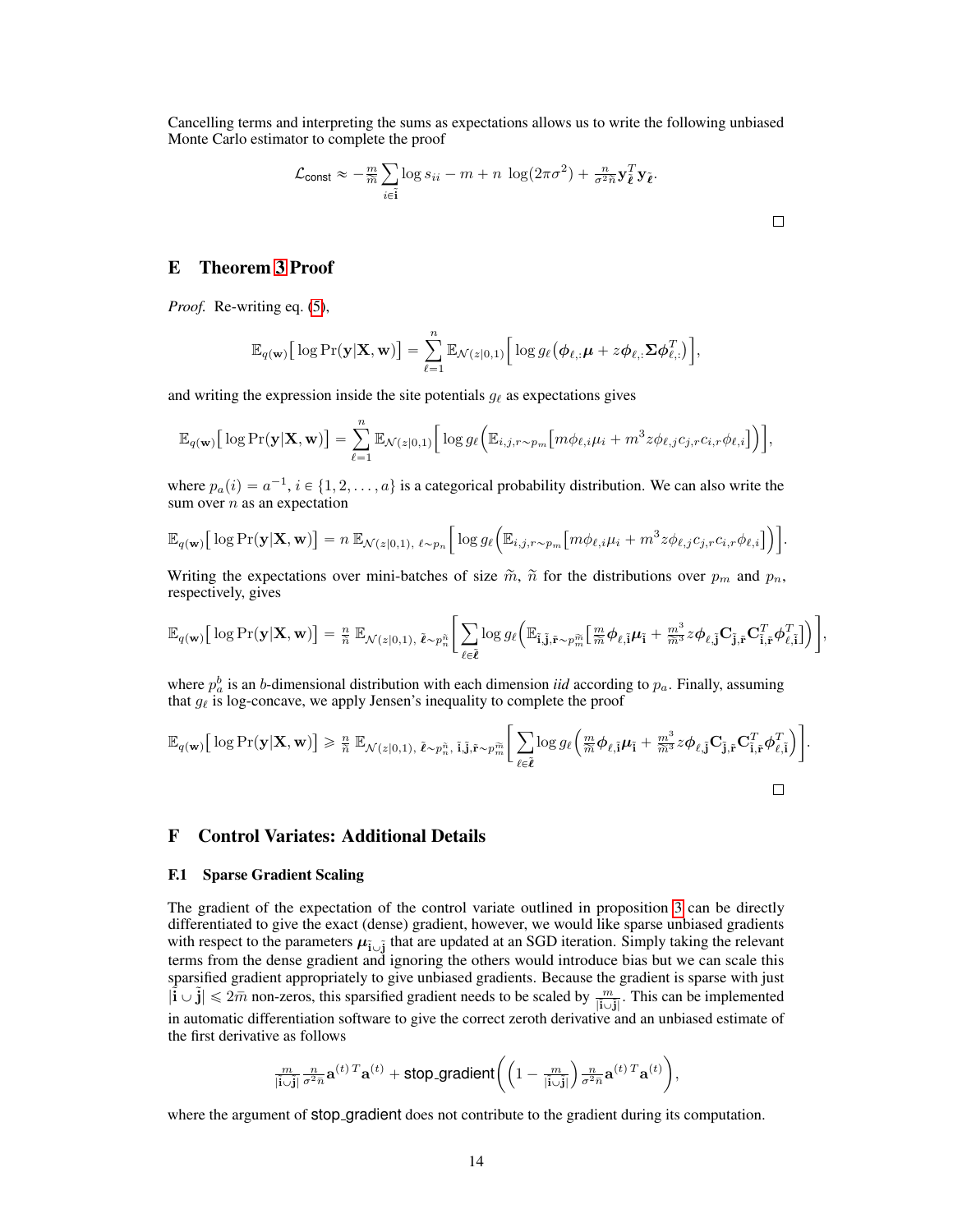Cancelling terms and interpreting the sums as expectations allows us to write the following unbiased Monte Carlo estimator to complete the proof

$$\mathcal{L}_{\mathsf{const}} \approx -\tfrac{m}{\widetilde{m}} \sum_{i \in \tilde{\mathbf{i}}} \log s_{ii} - m + n\, \log(2\pi\sigma^2) + \tfrac{n}{\sigma^2 \widetilde{n}} \mathbf{y}_{\tilde{\boldsymbol{\ell}}}^T \mathbf{y}_{\tilde{\boldsymbol{\ell}}}.$$

□

## E Theorem 3 Proof

*Proof.* Re-writing eq. (5),

$$\mathbb{E}_{q(\mathbf{w})}\big[\log \Pr(\mathbf{y}|\mathbf{X}, \mathbf{w})\big] = \sum_{\ell=1}^{n} \mathbb{E}_{\mathcal{N}(z|0,1)}\Big[\log g_\ell\big(\boldsymbol{\phi}_{\ell,:}\boldsymbol{\mu} + z\boldsymbol{\phi}_{\ell,:}\boldsymbol{\Sigma}\boldsymbol{\phi}_{\ell,:}^T\big)\Big],$$

and writing the expression inside the site potentials $g_\ell$ as expectations gives

$$\mathbb{E}_{q(\mathbf{w})}\big[\log \Pr(\mathbf{y}|\mathbf{X}, \mathbf{w})\big] = \sum_{\ell=1}^{n} \mathbb{E}_{\mathcal{N}(z|0,1)}\Big[\log g_\ell\Big(\mathbb{E}_{i,j,r\sim p_m}\big[m\phi_{\ell,i}\mu_i + m^3 z \phi_{\ell,j} c_{j,r} c_{i,r} \phi_{\ell,i}\big]\Big)\Big],$$

where $p_a(i) = a^{-1}, i \in \{1, 2, \ldots, a\}$ is a categorical probability distribution. We can also write the sum over $n$ as an expectation

$$\mathbb{E}_{q(\mathbf{w})}\big[\log \Pr(\mathbf{y}|\mathbf{X}, \mathbf{w})\big] = n\, \mathbb{E}_{\mathcal{N}(z|0,1),\, \ell\sim p_n}\Big[\log g_\ell\Big(\mathbb{E}_{i,j,r\sim p_m}\big[m\phi_{\ell,i}\mu_i + m^3 z \phi_{\ell,j} c_{j,r} c_{i,r} \phi_{\ell,i}\big]\Big)\Big].$$

Writing the expectations over mini-batches of size $\widetilde{m}$, $\widetilde{n}$ for the distributions over $p_m$ and $p_n$, respectively, gives

$$\mathbb{E}_{q(\mathbf{w})}\big[\log \Pr(\mathbf{y}|\mathbf{X}, \mathbf{w})\big] = \tfrac{n}{\widetilde{n}}\, \mathbb{E}_{\mathcal{N}(z|0,1),\, \tilde{\boldsymbol{\ell}}\sim p_n^{\widetilde{n}}}\Bigg[\sum_{\ell \in \tilde{\boldsymbol{\ell}}} \log g_\ell\Big(\mathbb{E}_{\tilde{\mathbf{i}},\tilde{\mathbf{j}},\tilde{\mathbf{r}}\sim p_m^{\widetilde{m}}}\big[\tfrac{m}{\widetilde{m}}\boldsymbol{\phi}_{\ell,\tilde{\mathbf{i}}}\boldsymbol{\mu}_{\tilde{\mathbf{i}}} + \tfrac{m^3}{\widetilde{m}^3} z \boldsymbol{\phi}_{\ell,\tilde{\mathbf{j}}}\mathbf{C}_{\tilde{\mathbf{j}},\tilde{\mathbf{r}}}\mathbf{C}_{\tilde{\mathbf{i}},\tilde{\mathbf{r}}}^T\boldsymbol{\phi}_{\ell,\tilde{\mathbf{i}}}^T\big]\Big)\Bigg],$$

where $p_a^b$ is an $b$-dimensional distribution with each dimension *iid* according to $p_a$. Finally, assuming that $g_\ell$ is log-concave, we apply Jensen's inequality to complete the proof

$$\mathbb{E}_{q(\mathbf{w})}\big[\log \Pr(\mathbf{y}|\mathbf{X}, \mathbf{w})\big] \geqslant \tfrac{n}{\widetilde{n}}\, \mathbb{E}_{\mathcal{N}(z|0,1),\, \tilde{\boldsymbol{\ell}}\sim p_n^{\widetilde{n}},\, \tilde{\mathbf{i}},\tilde{\mathbf{j}},\tilde{\mathbf{r}}\sim p_m^{\widetilde{m}}}\Bigg[\sum_{\ell \in \tilde{\boldsymbol{\ell}}} \log g_\ell\Big(\tfrac{m}{\widetilde{m}}\boldsymbol{\phi}_{\ell,\tilde{\mathbf{i}}}\boldsymbol{\mu}_{\tilde{\mathbf{i}}} + \tfrac{m^3}{\widetilde{m}^3} z \boldsymbol{\phi}_{\ell,\tilde{\mathbf{j}}}\mathbf{C}_{\tilde{\mathbf{j}},\tilde{\mathbf{r}}}\mathbf{C}_{\tilde{\mathbf{i}},\tilde{\mathbf{r}}}^T\boldsymbol{\phi}_{\ell,\tilde{\mathbf{i}}}^T\Big)\Bigg].$$

□

## F Control Variates: Additional Details

### F.1 Sparse Gradient Scaling

The gradient of the expectation of the control variate outlined in proposition 3 can be directly differentiated to give the exact (dense) gradient, however, we would like sparse unbiased gradients with respect to the parameters $\boldsymbol{\mu}_{\tilde{\mathbf{i}}\cup\tilde{\mathbf{j}}}$ that are updated at an SGD iteration. Simply taking the relevant terms from the dense gradient and ignoring the others would introduce bias but we can scale this sparsified gradient appropriately to give unbiased gradients. Because the gradient is sparse with just $|\tilde{\mathbf{i}} \cup \tilde{\mathbf{j}}| \leqslant 2\widetilde{m}$ non-zeros, this sparsified gradient needs to be scaled by $\frac{m}{|\tilde{\mathbf{i}}\cup\tilde{\mathbf{j}}|}$. This can be implemented in automatic differentiation software to give the correct zeroth derivative and an unbiased estimate of the first derivative as follows

$$\tfrac{m}{|\tilde{\mathbf{i}}\cup\tilde{\mathbf{j}}|}\tfrac{n}{\sigma^2\widetilde{n}}\mathbf{a}^{(t)\,T}\mathbf{a}^{(t)} + \mathsf{stop\_gradient}\Big(\Big(1 - \tfrac{m}{|\tilde{\mathbf{i}}\cup\tilde{\mathbf{j}}|}\Big)\tfrac{n}{\sigma^2\widetilde{n}}\mathbf{a}^{(t)\,T}\mathbf{a}^{(t)}\Big),$$

where the argument of stop_gradient does not contribute to the gradient during its computation.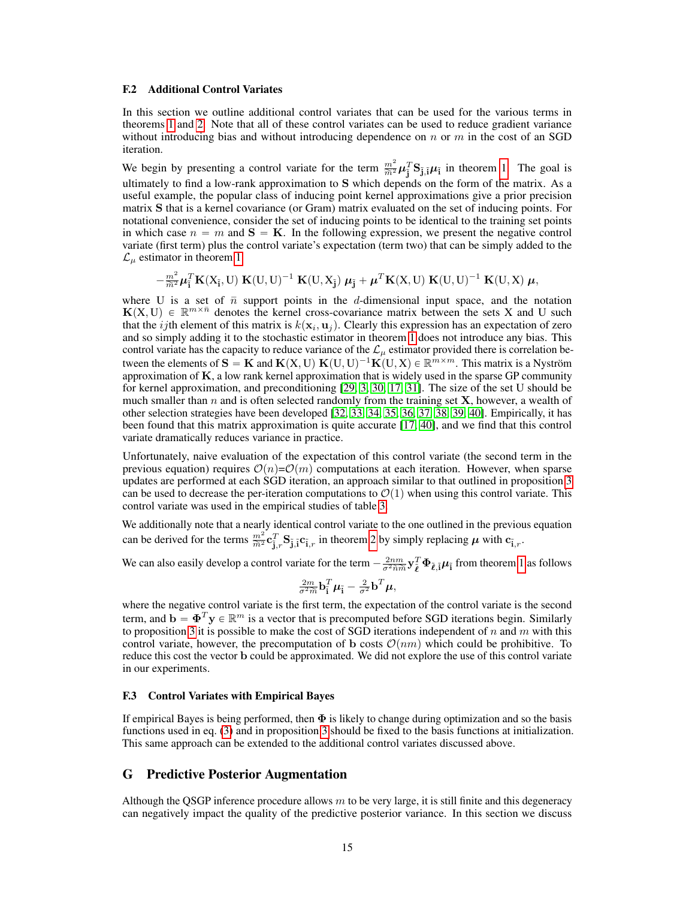### F.2 Additional Control Variates

In this section we outline additional control variates that can be used for the various terms in theorems 1 and 2. Note that all of these control variates can be used to reduce gradient variance without introducing bias and without introducing dependence on $n$ or $m$ in the cost of an SGD iteration.

We begin by presenting a control variate for the term $\frac{m^2}{\tilde{m}^2}\boldsymbol{\mu}_{\tilde{\mathbf{j}}}^T\mathbf{S}_{\tilde{\mathbf{j}},\tilde{\mathbf{i}}}\boldsymbol{\mu}_{\tilde{\mathbf{i}}}$ in theorem 1. The goal is ultimately to find a low-rank approximation to $\mathbf{S}$ which depends on the form of the matrix. As a useful example, the popular class of inducing point kernel approximations give a prior precision matrix $\mathbf{S}$ that is a kernel covariance (or Gram) matrix evaluated on the set of inducing points. For notational convenience, consider the set of inducing points to be identical to the training set points in which case $n = m$ and $\mathbf{S} = \mathbf{K}$. In the following expression, we present the negative control variate (first term) plus the control variate's expectation (term two) that can be simply added to the $\mathcal{L}_\mu$ estimator in theorem 1

$$-\tfrac{m^2}{\tilde{m}^2}\boldsymbol{\mu}_{\tilde{\mathbf{i}}}^T\mathbf{K}(\mathrm{X}_{\tilde{\mathbf{i}}},\mathrm{U})\;\mathbf{K}(\mathrm{U},\mathrm{U})^{-1}\;\mathbf{K}(\mathrm{U},\mathrm{X}_{\tilde{\mathbf{j}}})\;\boldsymbol{\mu}_{\tilde{\mathbf{j}}} + \boldsymbol{\mu}^T\mathbf{K}(\mathrm{X},\mathrm{U})\;\mathbf{K}(\mathrm{U},\mathrm{U})^{-1}\;\mathbf{K}(\mathrm{U},\mathrm{X})\;\boldsymbol{\mu},$$

where U is a set of $\bar{n}$ support points in the $d$-dimensional input space, and the notation $\mathbf{K}(\mathrm{X},\mathrm{U}) \in \mathbb{R}^{m\times\bar{n}}$ denotes the kernel cross-covariance matrix between the sets X and U such that the $ij$th element of this matrix is $k(\mathbf{x}_i, \mathbf{u}_j)$. Clearly this expression has an expectation of zero and so simply adding it to the stochastic estimator in theorem 1 does not introduce any bias. This control variate has the capacity to reduce variance of the $\mathcal{L}_\mu$ estimator provided there is correlation between the elements of $\mathbf{S} = \mathbf{K}$ and $\mathbf{K}(\mathrm{X},\mathrm{U})\;\mathbf{K}(\mathrm{U},\mathrm{U})^{-1}\mathbf{K}(\mathrm{U},\mathrm{X}) \in \mathbb{R}^{m\times m}$. This matrix is a Nyström approximation of $\mathbf{K}$, a low rank kernel approximation that is widely used in the sparse GP community for kernel approximation, and preconditioning [29, 3, 30, 17, 31]. The size of the set U should be much smaller than $n$ and is often selected randomly from the training set $\mathbf{X}$, however, a wealth of other selection strategies have been developed [32, 33, 34, 35, 36, 37, 38, 39, 40]. Empirically, it has been found that this matrix approximation is quite accurate [17, 40], and we find that this control variate dramatically reduces variance in practice.

Unfortunately, naive evaluation of the expectation of this control variate (the second term in the previous equation) requires $\mathcal{O}(n)$=$\mathcal{O}(m)$ computations at each iteration. However, when sparse updates are performed at each SGD iteration, an approach similar to that outlined in proposition 3 can be used to decrease the per-iteration computations to $\mathcal{O}(1)$ when using this control variate. This control variate was used in the empirical studies of table 3.

We additionally note that a nearly identical control variate to the one outlined in the previous equation can be derived for the terms $\frac{m^2}{\tilde{m}^2}\mathbf{c}_{\tilde{\mathbf{j}},r}^T\mathbf{S}_{\tilde{\mathbf{j}},\tilde{\mathbf{i}}}\mathbf{c}_{\tilde{\mathbf{i}},r}$ in theorem 2 by simply replacing $\boldsymbol{\mu}$ with $\mathbf{c}_{\tilde{\mathbf{i}},r}$.

We can also easily develop a control variate for the term $-\frac{2nm}{\sigma^2\tilde{n}\tilde{m}}\mathbf{y}_{\tilde{\boldsymbol{\ell}}}^T\boldsymbol{\Phi}_{\tilde{\boldsymbol{\ell}},\tilde{\mathbf{i}}}\boldsymbol{\mu}_{\tilde{\mathbf{i}}}$ from theorem 1 as follows

$$\tfrac{2m}{\sigma^2\tilde{m}}\mathbf{b}_{\tilde{\mathbf{i}}}^T\boldsymbol{\mu}_{\tilde{\mathbf{i}}} - \tfrac{2}{\sigma^2}\mathbf{b}^T\boldsymbol{\mu},$$

where the negative control variate is the first term, the expectation of the control variate is the second term, and $\mathbf{b} = \boldsymbol{\Phi}^T\mathbf{y} \in \mathbb{R}^m$ is a vector that is precomputed before SGD iterations begin. Similarly to proposition 3 it is possible to make the cost of SGD iterations independent of $n$ and $m$ with this control variate, however, the precomputation of $\mathbf{b}$ costs $\mathcal{O}(nm)$ which could be prohibitive. To reduce this cost the vector $\mathbf{b}$ could be approximated. We did not explore the use of this control variate in our experiments.

### F.3 Control Variates with Empirical Bayes

If empirical Bayes is being performed, then $\boldsymbol{\Phi}$ is likely to change during optimization and so the basis functions used in eq. (3) and in proposition 3 should be fixed to the basis functions at initialization. This same approach can be extended to the additional control variates discussed above.

## G Predictive Posterior Augmentation

Although the QSGP inference procedure allows $m$ to be very large, it is still finite and this degeneracy can negatively impact the quality of the predictive posterior variance. In this section we discuss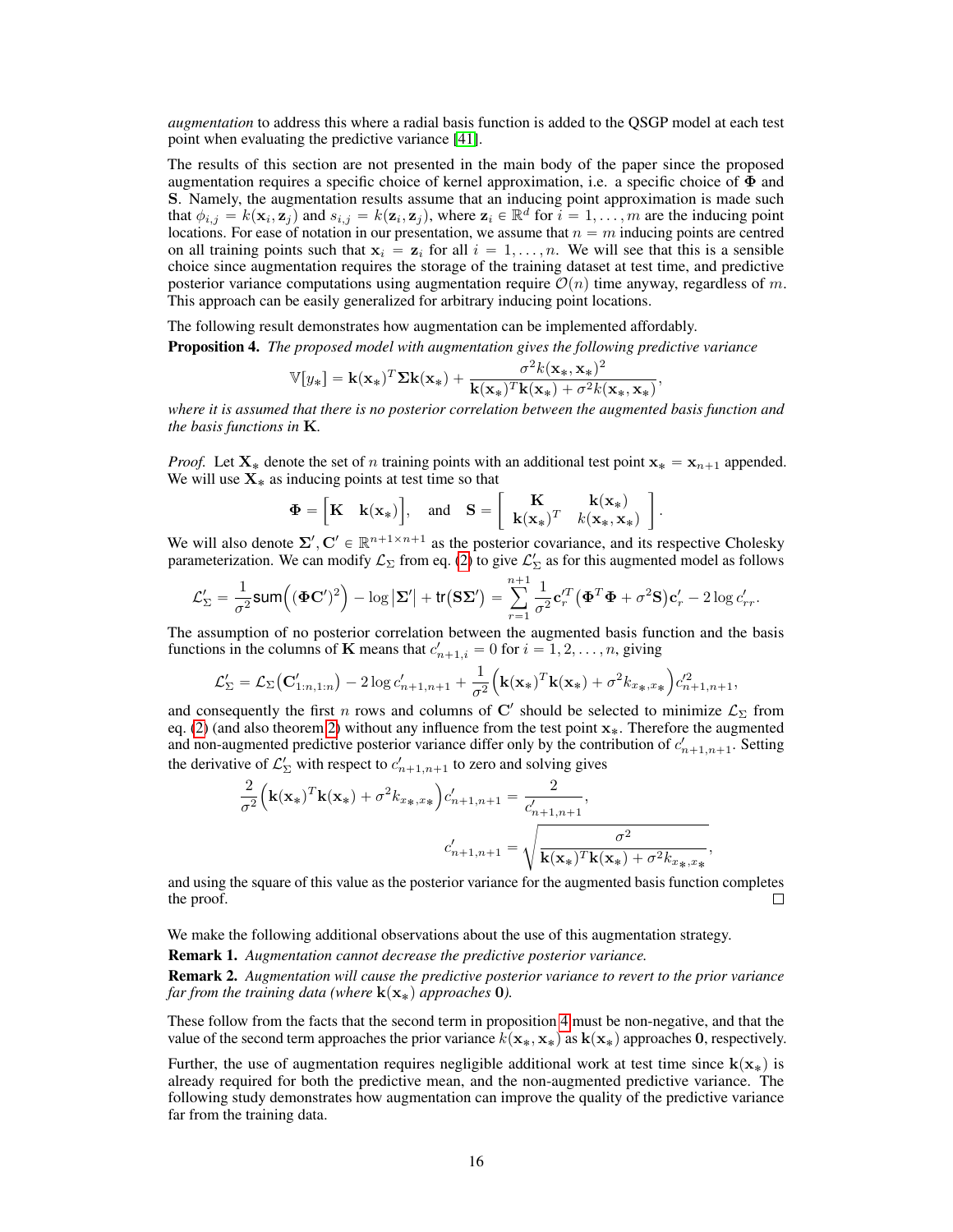*augmentation* to address this where a radial basis function is added to the QSGP model at each test point when evaluating the predictive variance [41].

The results of this section are not presented in the main body of the paper since the proposed augmentation requires a specific choice of kernel approximation, i.e. a specific choice of $\mathbf{\Phi}$ and $\mathbf{S}$. Namely, the augmentation results assume that an inducing point approximation is made such that $\phi_{i,j} = k(\mathbf{x}_i, \mathbf{z}_j)$ and $s_{i,j} = k(\mathbf{z}_i, \mathbf{z}_j)$, where $\mathbf{z}_i \in \mathbb{R}^d$ for $i = 1, \ldots, m$ are the inducing point locations. For ease of notation in our presentation, we assume that $n = m$ inducing points are centred on all training points such that $\mathbf{x}_i = \mathbf{z}_i$ for all $i = 1, \ldots, n$. We will see that this is a sensible choice since augmentation requires the storage of the training dataset at test time, and predictive posterior variance computations using augmentation require $\mathcal{O}(n)$ time anyway, regardless of $m$. This approach can be easily generalized for arbitrary inducing point locations.

The following result demonstrates how augmentation can be implemented affordably.

**Proposition 4.** *The proposed model with augmentation gives the following predictive variance*

$$\mathbb{V}[y_*] = \mathbf{k}(\mathbf{x}_*)^T \mathbf{\Sigma} \mathbf{k}(\mathbf{x}_*) + \frac{\sigma^2 k(\mathbf{x}_*, \mathbf{x}_*)^2}{\mathbf{k}(\mathbf{x}_*)^T \mathbf{k}(\mathbf{x}_*) + \sigma^2 k(\mathbf{x}_*, \mathbf{x}_*)},$$

*where it is assumed that there is no posterior correlation between the augmented basis function and the basis functions in* $\mathbf{K}$.

*Proof.* Let $\mathbf{X}_*$ denote the set of $n$ training points with an additional test point $\mathbf{x}_* = \mathbf{x}_{n+1}$ appended. We will use $\mathbf{X}_*$ as inducing points at test time so that

$$\mathbf{\Phi} = \begin{bmatrix} \mathbf{K} & \mathbf{k}(\mathbf{x}_*) \end{bmatrix}, \quad \text{and} \quad \mathbf{S} = \begin{bmatrix} \mathbf{K} & \mathbf{k}(\mathbf{x}_*) \\ \mathbf{k}(\mathbf{x}_*)^T & k(\mathbf{x}_*, \mathbf{x}_*) \end{bmatrix}.$$

We will also denote $\mathbf{\Sigma}', \mathbf{C}' \in \mathbb{R}^{n+1 \times n+1}$ as the posterior covariance, and its respective Cholesky parameterization. We can modify $\mathcal{L}_\Sigma$ from eq. (2) to give $\mathcal{L}'_\Sigma$ as for this augmented model as follows

$$\mathcal{L}'_\Sigma = \frac{1}{\sigma^2} \mathsf{sum}\Big( (\mathbf{\Phi} \mathbf{C}')^2 \Big) - \log \left| \mathbf{\Sigma}' \right| + \mathsf{tr}\big( \mathbf{S} \mathbf{\Sigma}' \big) = \sum_{r=1}^{n+1} \frac{1}{\sigma^2} \mathbf{c}'^T_r \big( \mathbf{\Phi}^T \mathbf{\Phi} + \sigma^2 \mathbf{S} \big) \mathbf{c}'_r - 2 \log c'_{rr}.$$

The assumption of no posterior correlation between the augmented basis function and the basis functions in the columns of $\mathbf{K}$ means that $c'_{n+1,i} = 0$ for $i = 1, 2, \ldots, n$, giving

$$\mathcal{L}'_\Sigma = \mathcal{L}_\Sigma \big( \mathbf{C}'_{1:n,1:n} \big) - 2 \log c'_{n+1,n+1} + \frac{1}{\sigma^2} \Big( \mathbf{k}(\mathbf{x}_*)^T \mathbf{k}(\mathbf{x}_*) + \sigma^2 k_{x_*,x_*} \Big) c'^2_{n+1,n+1},$$

and consequently the first $n$ rows and columns of $\mathbf{C}'$ should be selected to minimize $\mathcal{L}_\Sigma$ from eq. (2) (and also theorem 2) without any influence from the test point $\mathbf{x}_*$. Therefore the augmented and non-augmented predictive posterior variance differ only by the contribution of $c'_{n+1,n+1}$. Setting the derivative of $\mathcal{L}'_\Sigma$ with respect to $c'_{n+1,n+1}$ to zero and solving gives

$$\frac{2}{\sigma^2} \Big( \mathbf{k}(\mathbf{x}_*)^T \mathbf{k}(\mathbf{x}_*) + \sigma^2 k_{x_*,x_*} \Big) c'_{n+1,n+1} = \frac{2}{c'_{n+1,n+1}},$$

$$c'_{n+1,n+1} = \sqrt{\frac{\sigma^2}{\mathbf{k}(\mathbf{x}_*)^T \mathbf{k}(\mathbf{x}_*) + \sigma^2 k_{x_*,x_*}}},$$

and using the square of this value as the posterior variance for the augmented basis function completes the proof. □

We make the following additional observations about the use of this augmentation strategy.

**Remark 1.** *Augmentation cannot decrease the predictive posterior variance.*

**Remark 2.** *Augmentation will cause the predictive posterior variance to revert to the prior variance far from the training data (where* $\mathbf{k}(\mathbf{x}_*)$ *approaches* $\mathbf{0}$*).*

These follow from the facts that the second term in proposition 4 must be non-negative, and that the value of the second term approaches the prior variance $k(\mathbf{x}_*, \mathbf{x}_*)$ as $\mathbf{k}(\mathbf{x}_*)$ approaches $\mathbf{0}$, respectively.

Further, the use of augmentation requires negligible additional work at test time since $\mathbf{k}(\mathbf{x}_*)$ is already required for both the predictive mean, and the non-augmented predictive variance. The following study demonstrates how augmentation can improve the quality of the predictive variance far from the training data.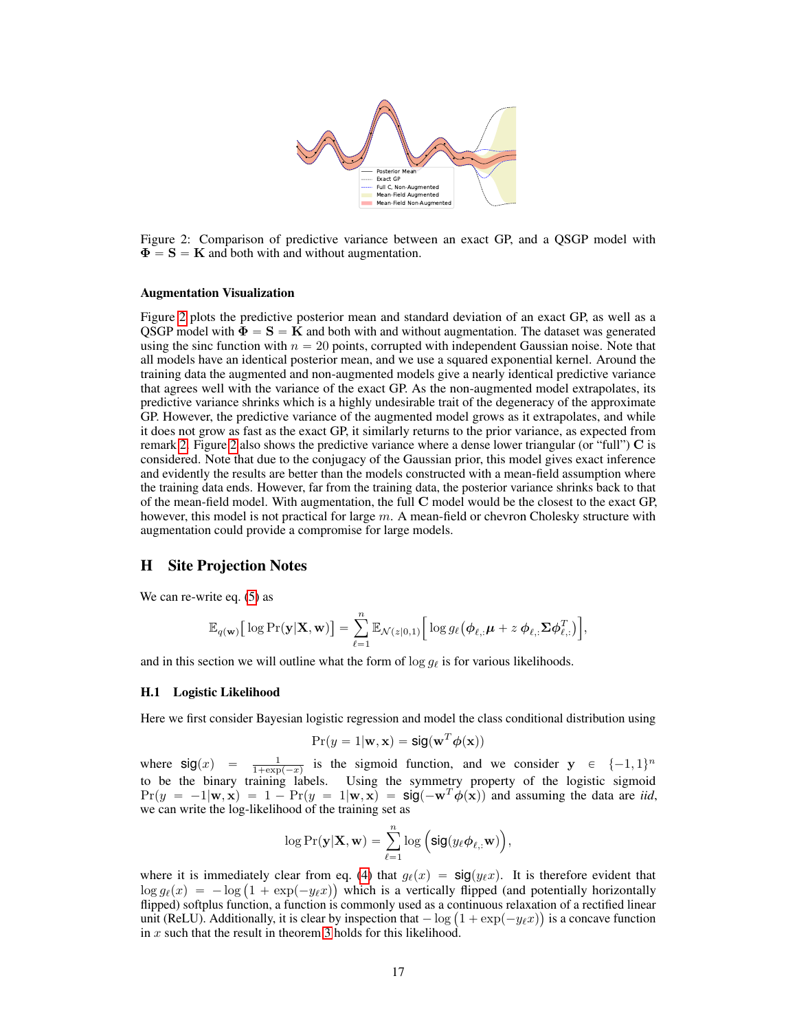Figure 2: Comparison of predictive variance between an exact GP, and a QSGP model with $\mathbf{\Phi} = \mathbf{S} = \mathbf{K}$ and both with and without augmentation.

#### Augmentation Visualization

Figure 2 plots the predictive posterior mean and standard deviation of an exact GP, as well as a QSGP model with $\mathbf{\Phi} = \mathbf{S} = \mathbf{K}$ and both with and without augmentation. The dataset was generated using the sinc function with $n = 20$ points, corrupted with independent Gaussian noise. Note that all models have an identical posterior mean, and we use a squared exponential kernel. Around the training data the augmented and non-augmented models give a nearly identical predictive variance that agrees well with the variance of the exact GP. As the non-augmented model extrapolates, its predictive variance shrinks which is a highly undesirable trait of the degeneracy of the approximate GP. However, the predictive variance of the augmented model grows as it extrapolates, and while it does not grow as fast as the exact GP, it similarly returns to the prior variance, as expected from remark 2. Figure 2 also shows the predictive variance where a dense lower triangular (or "full") $\mathbf{C}$ is considered. Note that due to the conjugacy of the Gaussian prior, this model gives exact inference and evidently the results are better than the models constructed with a mean-field assumption where the training data ends. However, far from the training data, the posterior variance shrinks back to that of the mean-field model. With augmentation, the full $\mathbf{C}$ model would be the closest to the exact GP, however, this model is not practical for large $m$. A mean-field or chevron Cholesky structure with augmentation could provide a compromise for large models.

## H Site Projection Notes

We can re-write eq. (5) as

$$\mathbb{E}_{q(\mathbf{w})}\big[\log \Pr(\mathbf{y}|\mathbf{X}, \mathbf{w})\big] = \sum_{\ell=1}^{n} \mathbb{E}_{\mathcal{N}(z|0,1)}\Big[\log g_\ell\big(\boldsymbol{\phi}_{\ell,:}\boldsymbol{\mu} + z\,\boldsymbol{\phi}_{\ell,:}\boldsymbol{\Sigma}\boldsymbol{\phi}_{\ell,:}^T\big)\Big],$$

and in this section we will outline what the form of $\log g_\ell$ is for various likelihoods.

### H.1 Logistic Likelihood

Here we first consider Bayesian logistic regression and model the class conditional distribution using

$$\Pr(y = 1|\mathbf{w}, \mathbf{x}) = \mathsf{sig}(\mathbf{w}^T\boldsymbol{\phi}(\mathbf{x}))$$

where $\mathsf{sig}(x) = \frac{1}{1+\exp(-x)}$ is the sigmoid function, and we consider $\mathbf{y} \in \{-1, 1\}^n$ to be the binary training labels. Using the symmetry property of the logistic sigmoid $\Pr(y = -1|\mathbf{w}, \mathbf{x}) = 1 - \Pr(y = 1|\mathbf{w}, \mathbf{x}) = \mathsf{sig}(-\mathbf{w}^T\boldsymbol{\phi}(\mathbf{x}))$ and assuming the data are *iid*, we can write the log-likelihood of the training set as

$$\log \Pr(\mathbf{y}|\mathbf{X}, \mathbf{w}) = \sum_{\ell=1}^{n} \log\Big(\mathsf{sig}(y_\ell \boldsymbol{\phi}_{\ell,:}\mathbf{w})\Big),$$

where it is immediately clear from eq. (4) that $g_\ell(x) = \mathsf{sig}(y_\ell x)$. It is therefore evident that $\log g_\ell(x) = -\log\big(1 + \exp(-y_\ell x)\big)$ which is a vertically flipped (and potentially horizontally flipped) softplus function, a function is commonly used as a continuous relaxation of a rectified linear unit (ReLU). Additionally, it is clear by inspection that $-\log\big(1 + \exp(-y_\ell x)\big)$ is a concave function in $x$ such that the result in theorem 3 holds for this likelihood.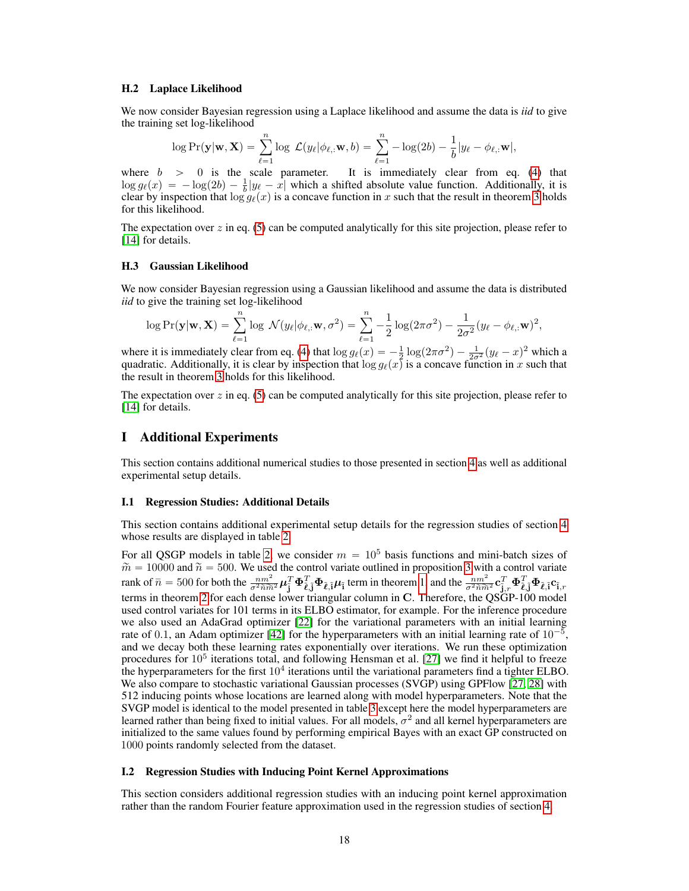### H.2 Laplace Likelihood

We now consider Bayesian regression using a Laplace likelihood and assume the data is *iid* to give the training set log-likelihood

$$\log \Pr(\mathbf{y}|\mathbf{w}, \mathbf{X}) = \sum_{\ell=1}^{n} \log\ \mathcal{L}(y_\ell|\phi_{\ell,:}\mathbf{w}, b) = \sum_{\ell=1}^{n} -\log(2b) - \frac{1}{b}|y_\ell - \phi_{\ell,:}\mathbf{w}|,$$

where $b > 0$ is the scale parameter. It is immediately clear from eq. (4) that $\log g_\ell(x) = -\log(2b) - \frac{1}{b}|y_\ell - x|$ which a shifted absolute value function. Additionally, it is clear by inspection that $\log g_\ell(x)$ is a concave function in $x$ such that the result in theorem 3 holds for this likelihood.

The expectation over $z$ in eq. (5) can be computed analytically for this site projection, please refer to [14] for details.

### H.3 Gaussian Likelihood

We now consider Bayesian regression using a Gaussian likelihood and assume the data is distributed *iid* to give the training set log-likelihood

$$\log \Pr(\mathbf{y}|\mathbf{w}, \mathbf{X}) = \sum_{\ell=1}^{n} \log\ \mathcal{N}(y_\ell|\phi_{\ell,:}\mathbf{w}, \sigma^2) = \sum_{\ell=1}^{n} -\frac{1}{2}\log(2\pi\sigma^2) - \frac{1}{2\sigma^2}(y_\ell - \phi_{\ell,:}\mathbf{w})^2,$$

where it is immediately clear from eq. (4) that $\log g_\ell(x) = -\frac{1}{2}\log(2\pi\sigma^2) - \frac{1}{2\sigma^2}(y_\ell - x)^2$ which a quadratic. Additionally, it is clear by inspection that $\log g_\ell(x)$ is a concave function in $x$ such that the result in theorem 3 holds for this likelihood.

The expectation over $z$ in eq. (5) can be computed analytically for this site projection, please refer to [14] for details.

## I Additional Experiments

This section contains additional numerical studies to those presented in section 4 as well as additional experimental setup details.

### I.1 Regression Studies: Additional Details

This section contains additional experimental setup details for the regression studies of section 4 whose results are displayed in table 2.

For all QSGP models in table 2, we consider $m = 10^5$ basis functions and mini-batch sizes of $\widetilde{m} = 10000$ and $\widetilde{n} = 500$. We used the control variate outlined in proposition 3 with a control variate rank of $\bar{n} = 500$ for both the $\frac{nm^2}{\sigma^2 \widetilde{n}\widetilde{m}^2}\boldsymbol{\mu}_{\tilde{\mathbf{j}}}^T \boldsymbol{\Phi}_{\tilde{\boldsymbol{\ell}},\tilde{\mathbf{j}}}^T \boldsymbol{\Phi}_{\tilde{\boldsymbol{\ell}},\tilde{\mathbf{i}}}\boldsymbol{\mu}_{\tilde{\mathbf{i}}}$ term in theorem 1 and the $\frac{nm^2}{\sigma^2 \widetilde{n}\widetilde{m}^2}\mathbf{c}_{\tilde{\mathbf{j}},r}^T \boldsymbol{\Phi}_{\tilde{\boldsymbol{\ell}},\tilde{\mathbf{j}}}^T \boldsymbol{\Phi}_{\tilde{\boldsymbol{\ell}},\tilde{\mathbf{i}}}\mathbf{c}_{\tilde{\mathbf{i}},r}$ terms in theorem 2 for each dense lower triangular column in $\mathbf{C}$. Therefore, the QSGP-100 model used control variates for 101 terms in its ELBO estimator, for example. For the inference procedure we also used an AdaGrad optimizer [22] for the variational parameters with an initial learning rate of 0.1, an Adam optimizer [42] for the hyperparameters with an initial learning rate of $10^{-5}$, and we decay both these learning rates exponentially over iterations. We run these optimization procedures for $10^5$ iterations total, and following Hensman et al. [27] we find it helpful to freeze the hyperparameters for the first $10^4$ iterations until the variational parameters find a tighter ELBO. We also compare to stochastic variational Gaussian processes (SVGP) using GPFlow [27, 28] with 512 inducing points whose locations are learned along with model hyperparameters. Note that the SVGP model is identical to the model presented in table 3 except here the model hyperparameters are learned rather than being fixed to initial values. For all models, $\sigma^2$ and all kernel hyperparameters are initialized to the same values found by performing empirical Bayes with an exact GP constructed on 1000 points randomly selected from the dataset.

### I.2 Regression Studies with Inducing Point Kernel Approximations

This section considers additional regression studies with an inducing point kernel approximation rather than the random Fourier feature approximation used in the regression studies of section 4.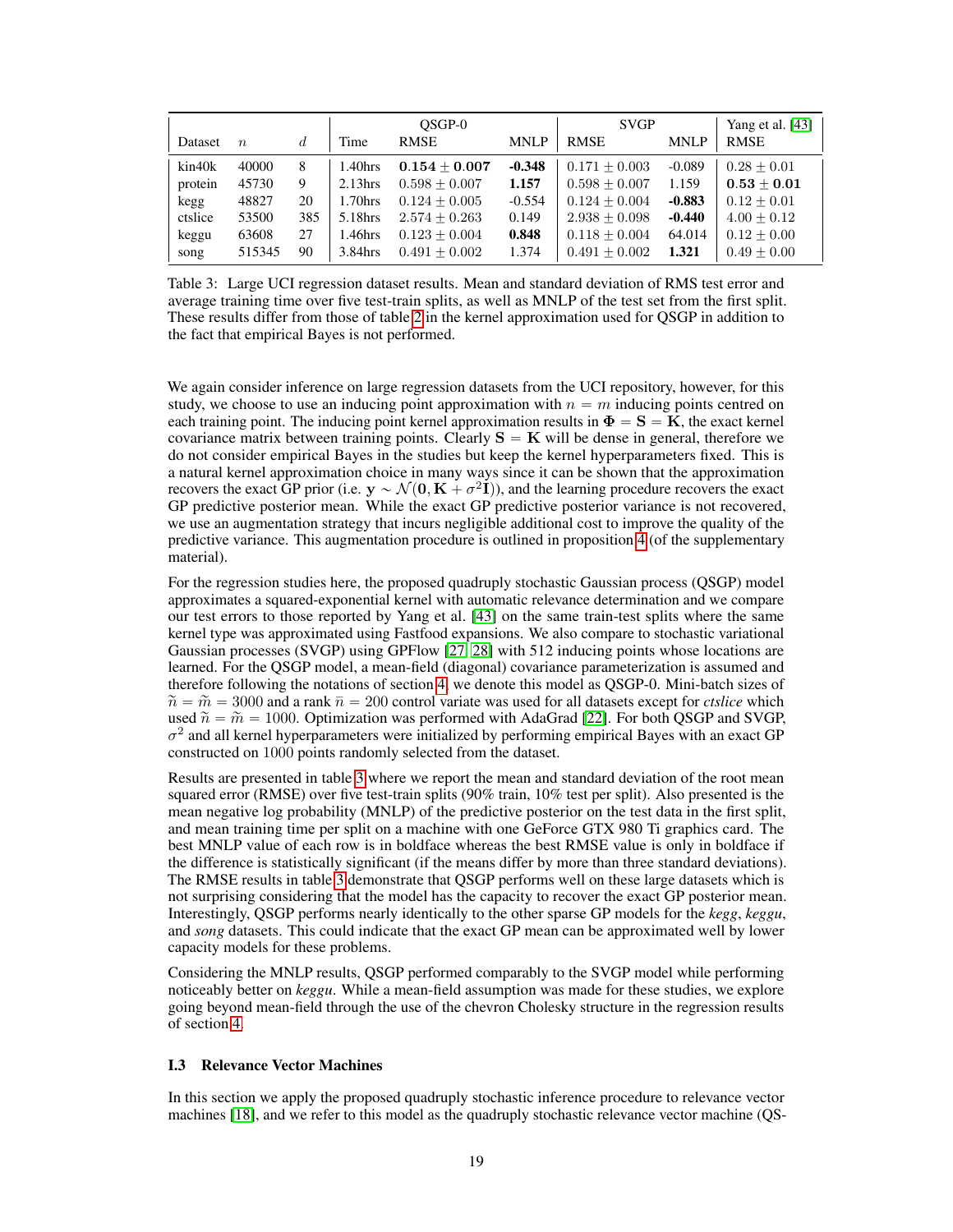| Dataset | $n$ | $d$ | QSGP-0 Time | QSGP-0 RMSE | QSGP-0 MNLP | SVGP RMSE | SVGP MNLP | Yang et al. [43] RMSE |
|---|---|---|---|---|---|---|---|---|
| kin40k | 40000 | 8 | 1.40hrs | $\mathbf{0.154 \pm 0.007}$ | **-0.348** | $0.171 \pm 0.003$ | -0.089 | $0.28 \pm 0.01$ |
| protein | 45730 | 9 | 2.13hrs | $0.598 \pm 0.007$ | **1.157** | $0.598 \pm 0.007$ | 1.159 | $\mathbf{0.53 \pm 0.01}$ |
| kegg | 48827 | 20 | 1.70hrs | $0.124 \pm 0.005$ | -0.554 | $0.124 \pm 0.004$ | **-0.883** | $0.12 \pm 0.01$ |
| ctslice | 53500 | 385 | 5.18hrs | $2.574 \pm 0.263$ | 0.149 | $2.938 \pm 0.098$ | **-0.440** | $4.00 \pm 0.12$ |
| keggu | 63608 | 27 | 1.46hrs | $0.123 \pm 0.004$ | **0.848** | $0.118 \pm 0.004$ | 64.014 | $0.12 \pm 0.00$ |
| song | 515345 | 90 | 3.84hrs | $0.491 \pm 0.002$ | 1.374 | $0.491 \pm 0.002$ | **1.321** | $0.49 \pm 0.00$ |

Table 3: Large UCI regression dataset results. Mean and standard deviation of RMS test error and average training time over five test-train splits, as well as MNLP of the test set from the first split. These results differ from those of table 2 in the kernel approximation used for QSGP in addition to the fact that empirical Bayes is not performed.

We again consider inference on large regression datasets from the UCI repository, however, for this study, we choose to use an inducing point approximation with $n = m$ inducing points centred on each training point. The inducing point kernel approximation results in $\mathbf{\Phi} = \mathbf{S} = \mathbf{K}$, the exact kernel covariance matrix between training points. Clearly $\mathbf{S} = \mathbf{K}$ will be dense in general, therefore we do not consider empirical Bayes in the studies but keep the kernel hyperparameters fixed. This is a natural kernel approximation choice in many ways since it can be shown that the approximation recovers the exact GP prior (i.e. $\mathbf{y} \sim \mathcal{N}(\mathbf{0}, \mathbf{K} + \sigma^2\mathbf{I})$), and the learning procedure recovers the exact GP predictive posterior mean. While the exact GP predictive posterior variance is not recovered, we use an augmentation strategy that incurs negligible additional cost to improve the quality of the predictive variance. This augmentation procedure is outlined in proposition 4 (of the supplementary material).

For the regression studies here, the proposed quadruply stochastic Gaussian process (QSGP) model approximates a squared-exponential kernel with automatic relevance determination and we compare our test errors to those reported by Yang et al. [43] on the same train-test splits where the same kernel type was approximated using Fastfood expansions. We also compare to stochastic variational Gaussian processes (SVGP) using GPFlow [27, 28] with 512 inducing points whose locations are learned. For the QSGP model, a mean-field (diagonal) covariance parameterization is assumed and therefore following the notations of section 4, we denote this model as QSGP-0. Mini-batch sizes of $\widetilde{n} = \widetilde{m} = 3000$ and a rank $\bar{n} = 200$ control variate was used for all datasets except for *ctslice* which used $\widetilde{n} = \widetilde{m} = 1000$. Optimization was performed with AdaGrad [22]. For both QSGP and SVGP, $\sigma^2$ and all kernel hyperparameters were initialized by performing empirical Bayes with an exact GP constructed on 1000 points randomly selected from the dataset.

Results are presented in table 3 where we report the mean and standard deviation of the root mean squared error (RMSE) over five test-train splits (90% train, 10% test per split). Also presented is the mean negative log probability (MNLP) of the predictive posterior on the test data in the first split, and mean training time per split on a machine with one GeForce GTX 980 Ti graphics card. The best MNLP value of each row is in boldface whereas the best RMSE value is only in boldface if the difference is statistically significant (if the means differ by more than three standard deviations). The RMSE results in table 3 demonstrate that QSGP performs well on these large datasets which is not surprising considering that the model has the capacity to recover the exact GP posterior mean. Interestingly, QSGP performs nearly identically to the other sparse GP models for the *kegg*, *keggu*, and *song* datasets. This could indicate that the exact GP mean can be approximated well by lower capacity models for these problems.

Considering the MNLP results, QSGP performed comparably to the SVGP model while performing noticeably better on *keggu*. While a mean-field assumption was made for these studies, we explore going beyond mean-field through the use of the chevron Cholesky structure in the regression results of section 4.

### I.3 Relevance Vector Machines

In this section we apply the proposed quadruply stochastic inference procedure to relevance vector machines [18], and we refer to this model as the quadruply stochastic relevance vector machine (QS-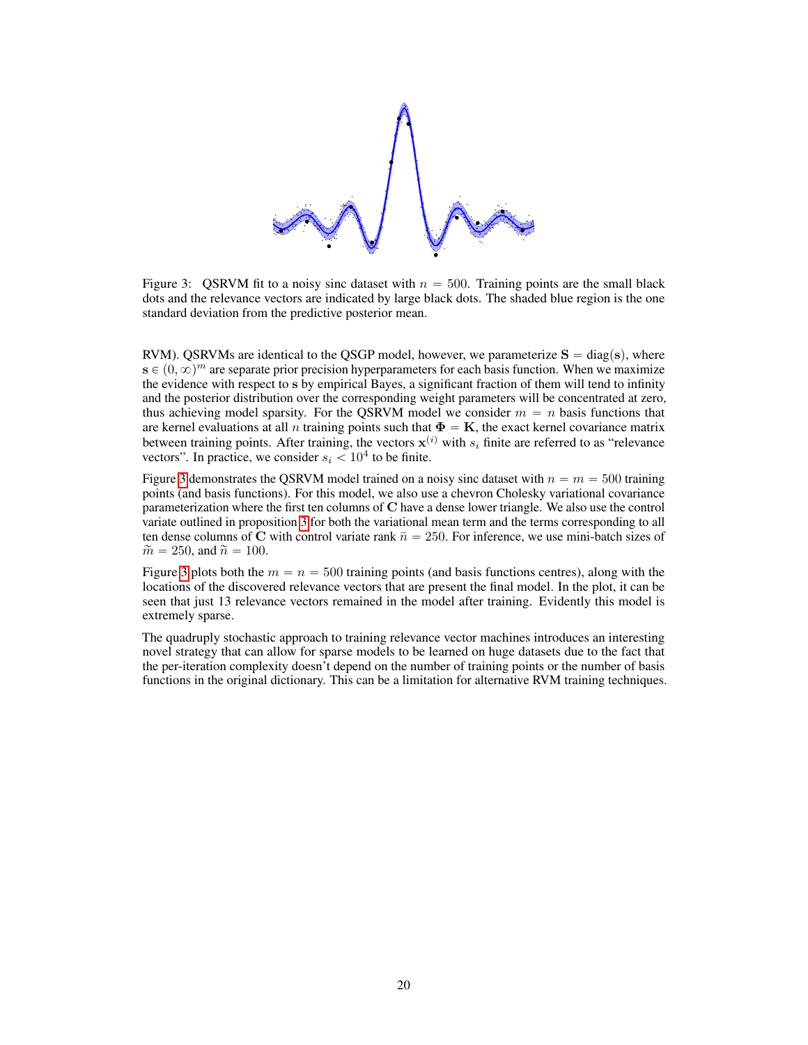Figure 3: QSRVM fit to a noisy sinc dataset with $n = 500$. Training points are the small black dots and the relevance vectors are indicated by large black dots. The shaded blue region is the one standard deviation from the predictive posterior mean.

RVM). QSRVMs are identical to the QSGP model, however, we parameterize $\mathbf{S} = \text{diag}(\mathbf{s})$, where $\mathbf{s} \in (0, \infty)^m$ are separate prior precision hyperparameters for each basis function. When we maximize the evidence with respect to $\mathbf{s}$ by empirical Bayes, a significant fraction of them will tend to infinity and the posterior distribution over the corresponding weight parameters will be concentrated at zero, thus achieving model sparsity. For the QSRVM model we consider $m = n$ basis functions that are kernel evaluations at all $n$ training points such that $\mathbf{\Phi} = \mathbf{K}$, the exact kernel covariance matrix between training points. After training, the vectors $\mathbf{x}^{(i)}$ with $s_i$ finite are referred to as "relevance vectors". In practice, we consider $s_i < 10^4$ to be finite.

Figure 3 demonstrates the QSRVM model trained on a noisy sinc dataset with $n = m = 500$ training points (and basis functions). For this model, we also use a chevron Cholesky variational covariance parameterization where the first ten columns of $\mathbf{C}$ have a dense lower triangle. We also use the control variate outlined in proposition 3 for both the variational mean term and the terms corresponding to all ten dense columns of $\mathbf{C}$ with control variate rank $\bar{n} = 250$. For inference, we use mini-batch sizes of $\widetilde{m} = 250$, and $\widetilde{n} = 100$.

Figure 3 plots both the $m = n = 500$ training points (and basis functions centres), along with the locations of the discovered relevance vectors that are present the final model. In the plot, it can be seen that just 13 relevance vectors remained in the model after training. Evidently this model is extremely sparse.

The quadruply stochastic approach to training relevance vector machines introduces an interesting novel strategy that can allow for sparse models to be learned on huge datasets due to the fact that the per-iteration complexity doesn't depend on the number of training points or the number of basis functions in the original dictionary. This can be a limitation for alternative RVM training techniques.